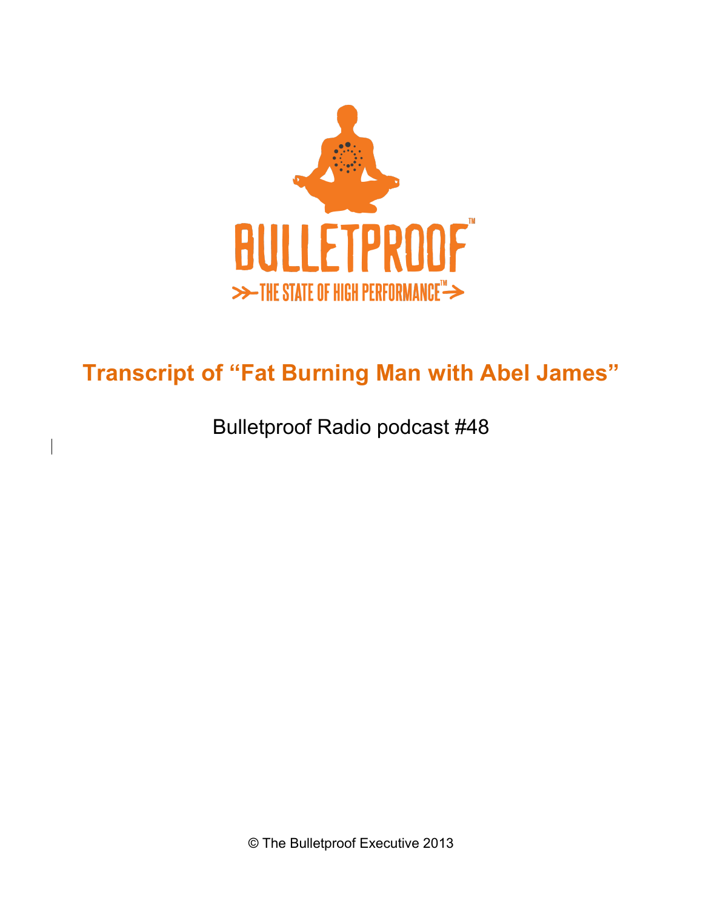BULLETPROOF™

THE STATE OF HIGH PERFORMANCE™

# Transcript of "Fat Burning Man with Abel James"

Bulletproof Radio podcast #48

© The Bulletproof Executive 2013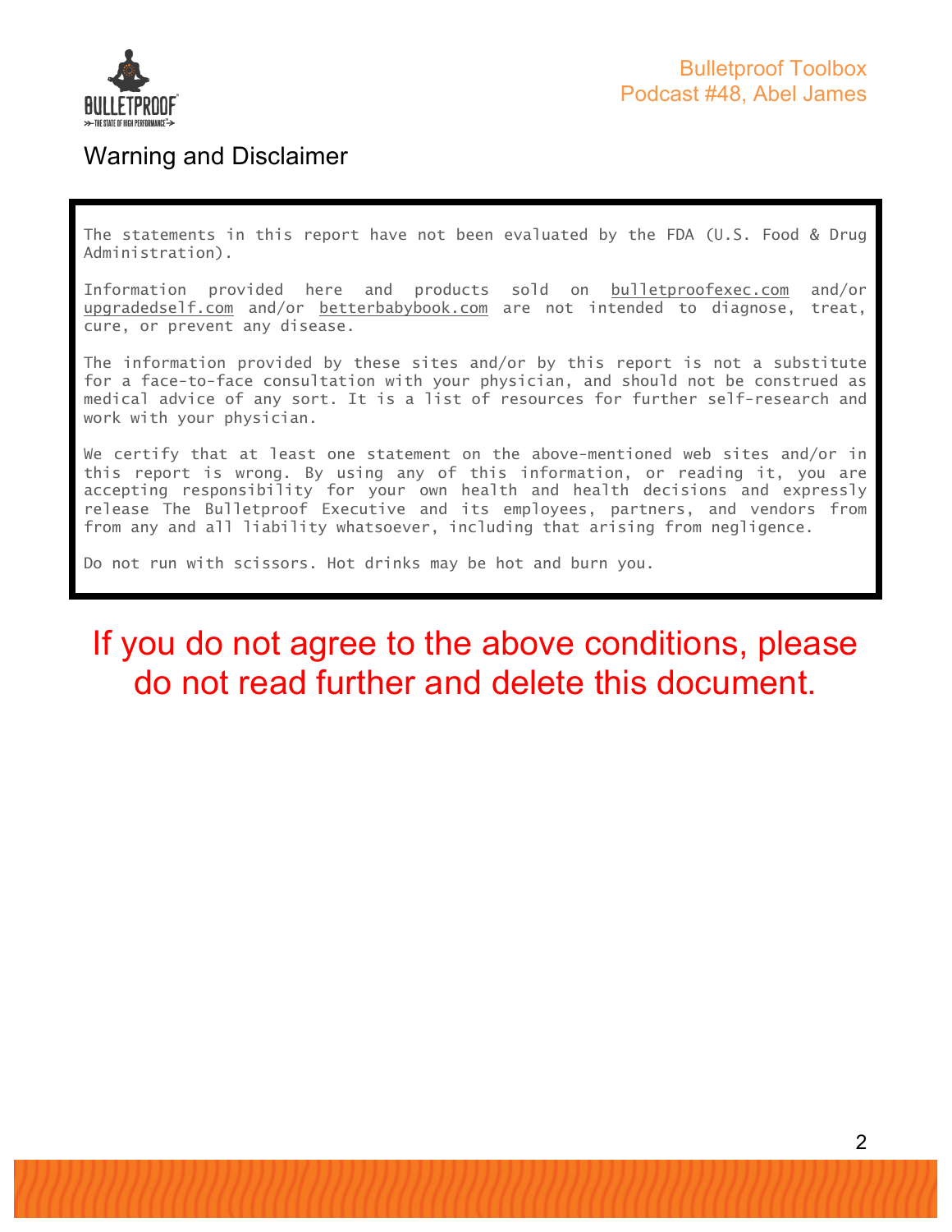## Warning and Disclaimer

The statements in this report have not been evaluated by the FDA (U.S. Food & Drug Administration).

Information provided here and products sold on bulletproofexec.com and/or upgradedself.com and/or betterbabybook.com are not intended to diagnose, treat, cure, or prevent any disease.

The information provided by these sites and/or by this report is not a substitute for a face-to-face consultation with your physician, and should not be construed as medical advice of any sort. It is a list of resources for further self-research and work with your physician.

We certify that at least one statement on the above-mentioned web sites and/or in this report is wrong. By using any of this information, or reading it, you are accepting responsibility for your own health and health decisions and expressly release The Bulletproof Executive and its employees, partners, and vendors from from any and all liability whatsoever, including that arising from negligence.

Do not run with scissors. Hot drinks may be hot and burn you.

**If you do not agree to the above conditions, please do not read further and delete this document.**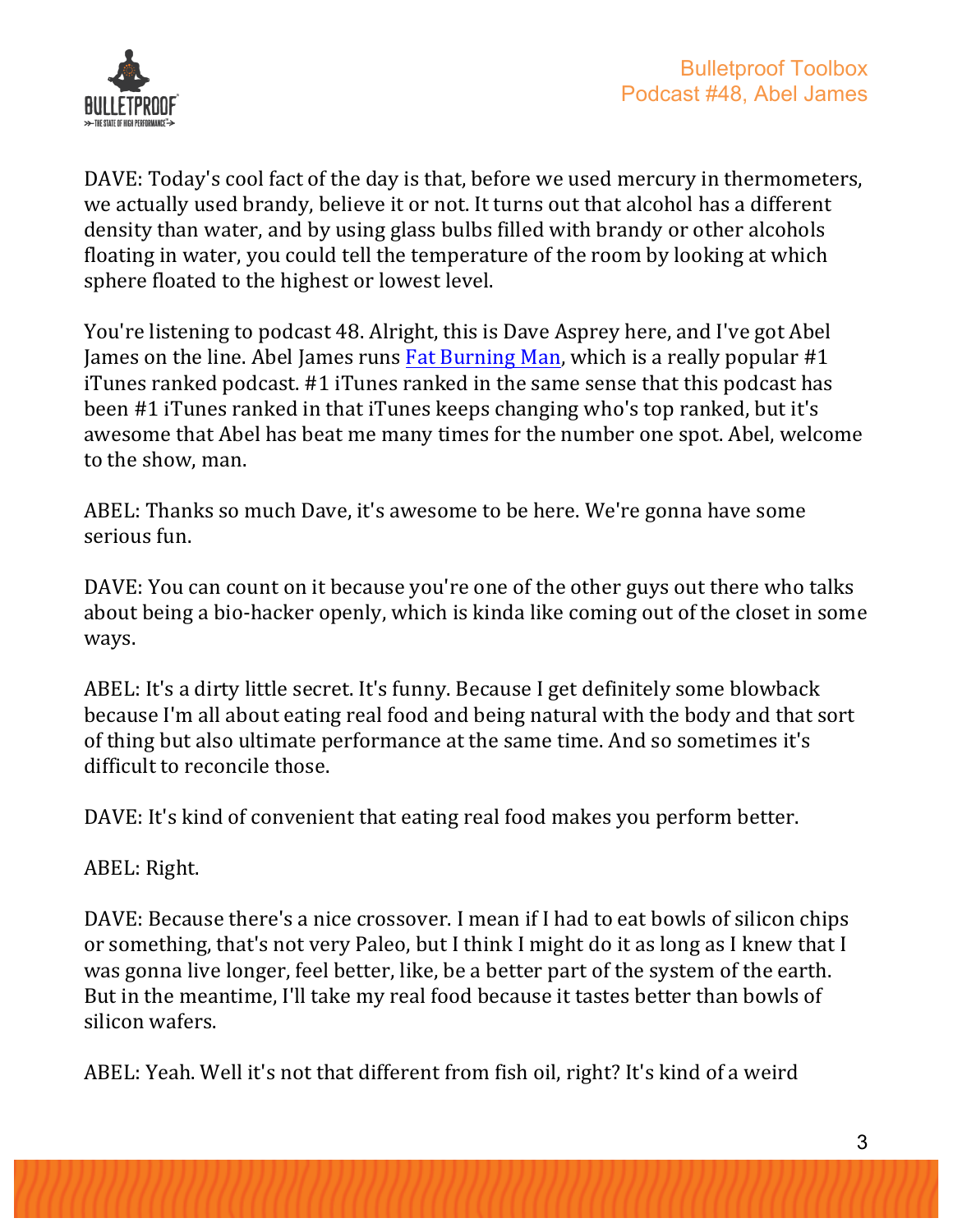DAVE: Today's cool fact of the day is that, before we used mercury in thermometers, we actually used brandy, believe it or not. It turns out that alcohol has a different density than water, and by using glass bulbs filled with brandy or other alcohols floating in water, you could tell the temperature of the room by looking at which sphere floated to the highest or lowest level.

You're listening to podcast 48. Alright, this is Dave Asprey here, and I've got Abel James on the line. Abel James runs [Fat Burning Man](), which is a really popular #1 iTunes ranked podcast. #1 iTunes ranked in the same sense that this podcast has been #1 iTunes ranked in that iTunes keeps changing who's top ranked, but it's awesome that Abel has beat me many times for the number one spot. Abel, welcome to the show, man.

ABEL: Thanks so much Dave, it's awesome to be here. We're gonna have some serious fun.

DAVE: You can count on it because you're one of the other guys out there who talks about being a bio-hacker openly, which is kinda like coming out of the closet in some ways.

ABEL: It's a dirty little secret. It's funny. Because I get definitely some blowback because I'm all about eating real food and being natural with the body and that sort of thing but also ultimate performance at the same time. And so sometimes it's difficult to reconcile those.

DAVE: It's kind of convenient that eating real food makes you perform better.

ABEL: Right.

DAVE: Because there's a nice crossover. I mean if I had to eat bowls of silicon chips or something, that's not very Paleo, but I think I might do it as long as I knew that I was gonna live longer, feel better, like, be a better part of the system of the earth. But in the meantime, I'll take my real food because it tastes better than bowls of silicon wafers.

ABEL: Yeah. Well it's not that different from fish oil, right? It's kind of a weird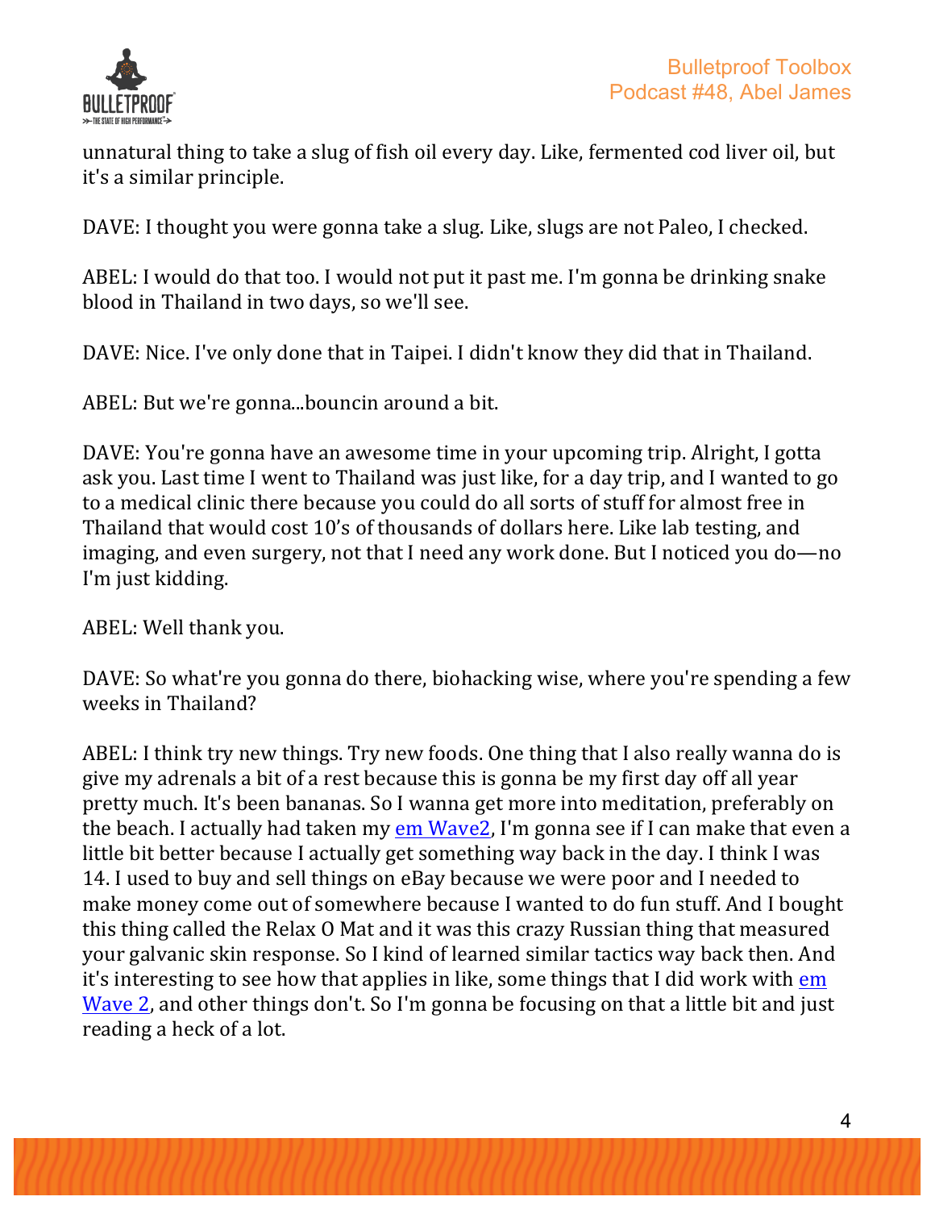unnatural thing to take a slug of fish oil every day. Like, fermented cod liver oil, but it's a similar principle.

DAVE: I thought you were gonna take a slug. Like, slugs are not Paleo, I checked.

ABEL: I would do that too. I would not put it past me. I'm gonna be drinking snake blood in Thailand in two days, so we'll see.

DAVE: Nice. I've only done that in Taipei. I didn't know they did that in Thailand.

ABEL: But we're gonna...bouncin around a bit.

DAVE: You're gonna have an awesome time in your upcoming trip. Alright, I gotta ask you. Last time I went to Thailand was just like, for a day trip, and I wanted to go to a medical clinic there because you could do all sorts of stuff for almost free in Thailand that would cost 10's of thousands of dollars here. Like lab testing, and imaging, and even surgery, not that I need any work done. But I noticed you do—no I'm just kidding.

ABEL: Well thank you.

DAVE: So what're you gonna do there, biohacking wise, where you're spending a few weeks in Thailand?

ABEL: I think try new things. Try new foods. One thing that I also really wanna do is give my adrenals a bit of a rest because this is gonna be my first day off all year pretty much. It's been bananas. So I wanna get more into meditation, preferably on the beach. I actually had taken my [em Wave2](), I'm gonna see if I can make that even a little bit better because I actually get something way back in the day. I think I was 14. I used to buy and sell things on eBay because we were poor and I needed to make money come out of somewhere because I wanted to do fun stuff. And I bought this thing called the Relax O Mat and it was this crazy Russian thing that measured your galvanic skin response. So I kind of learned similar tactics way back then. And it's interesting to see how that applies in like, some things that I did work with [em Wave 2](), and other things don't. So I'm gonna be focusing on that a little bit and just reading a heck of a lot.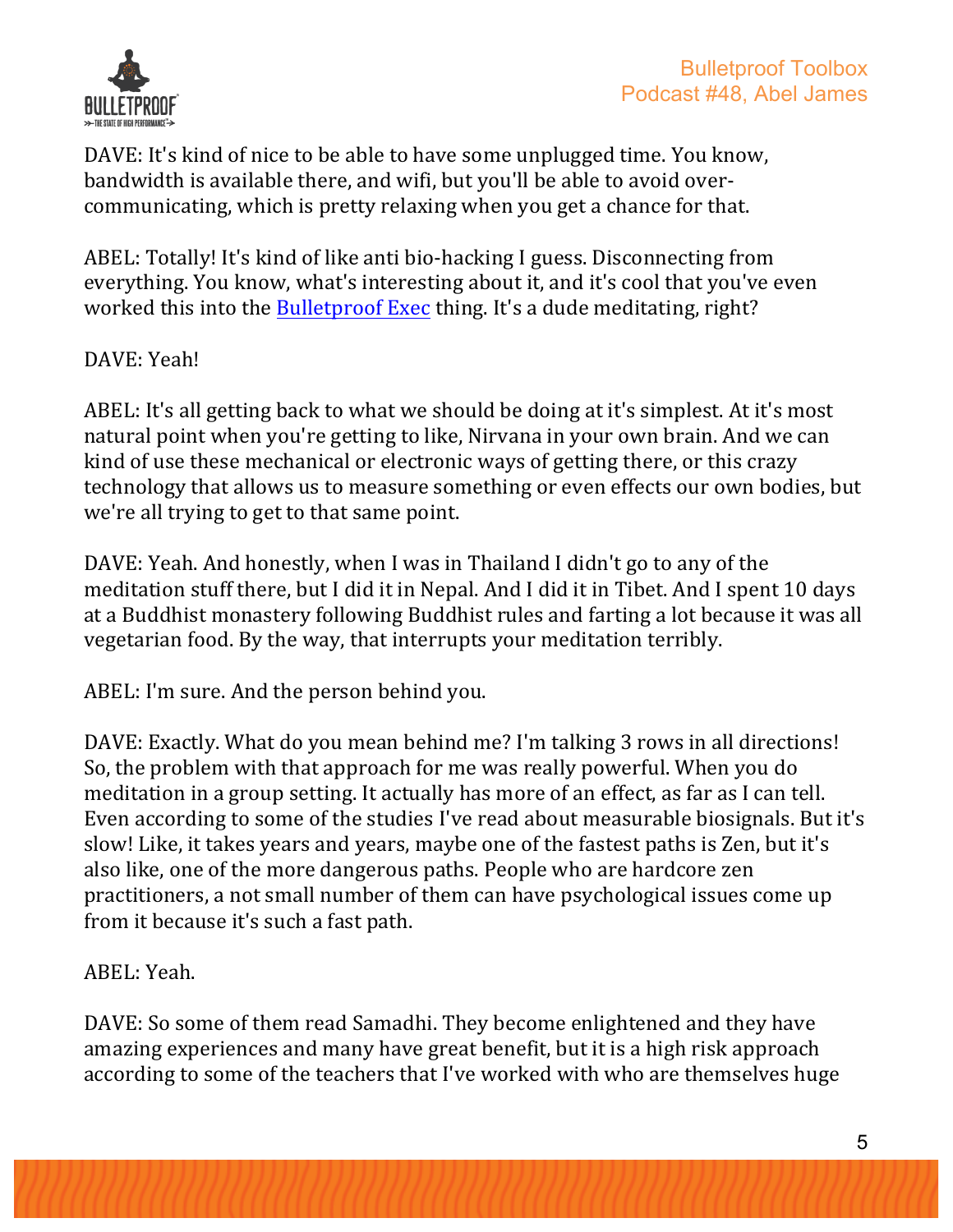DAVE: It's kind of nice to be able to have some unplugged time. You know, bandwidth is available there, and wifi, but you'll be able to avoid over-communicating, which is pretty relaxing when you get a chance for that.

ABEL: Totally! It's kind of like anti bio-hacking I guess. Disconnecting from everything. You know, what's interesting about it, and it's cool that you've even worked this into the [Bulletproof Exec] thing. It's a dude meditating, right?

DAVE: Yeah!

ABEL: It's all getting back to what we should be doing at it's simplest. At it's most natural point when you're getting to like, Nirvana in your own brain. And we can kind of use these mechanical or electronic ways of getting there, or this crazy technology that allows us to measure something or even effects our own bodies, but we're all trying to get to that same point.

DAVE: Yeah. And honestly, when I was in Thailand I didn't go to any of the meditation stuff there, but I did it in Nepal. And I did it in Tibet. And I spent 10 days at a Buddhist monastery following Buddhist rules and farting a lot because it was all vegetarian food. By the way, that interrupts your meditation terribly.

ABEL: I'm sure. And the person behind you.

DAVE: Exactly. What do you mean behind me? I'm talking 3 rows in all directions! So, the problem with that approach for me was really powerful. When you do meditation in a group setting. It actually has more of an effect, as far as I can tell. Even according to some of the studies I've read about measurable biosignals. But it's slow! Like, it takes years and years, maybe one of the fastest paths is Zen, but it's also like, one of the more dangerous paths. People who are hardcore zen practitioners, a not small number of them can have psychological issues come up from it because it's such a fast path.

ABEL: Yeah.

DAVE: So some of them read Samadhi. They become enlightened and they have amazing experiences and many have great benefit, but it is a high risk approach according to some of the teachers that I've worked with who are themselves huge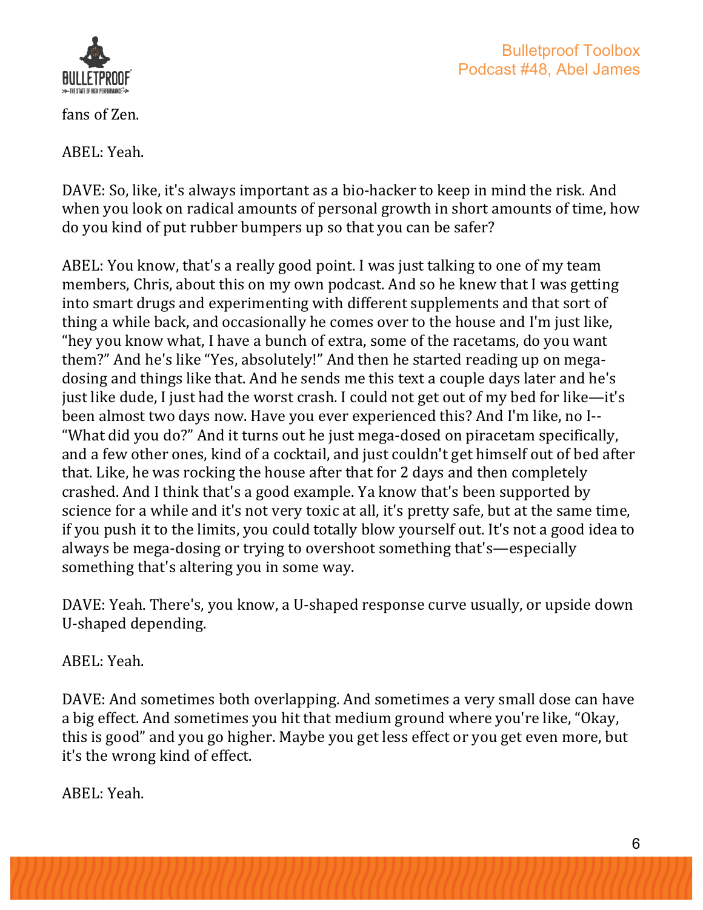fans of Zen.

ABEL: Yeah.

DAVE: So, like, it's always important as a bio-hacker to keep in mind the risk. And when you look on radical amounts of personal growth in short amounts of time, how do you kind of put rubber bumpers up so that you can be safer?

ABEL: You know, that's a really good point. I was just talking to one of my team members, Chris, about this on my own podcast. And so he knew that I was getting into smart drugs and experimenting with different supplements and that sort of thing a while back, and occasionally he comes over to the house and I'm just like, "hey you know what, I have a bunch of extra, some of the racetams, do you want them?" And he's like "Yes, absolutely!" And then he started reading up on mega-dosing and things like that. And he sends me this text a couple days later and he's just like dude, I just had the worst crash. I could not get out of my bed for like—it's been almost two days now. Have you ever experienced this? And I'm like, no I-- "What did you do?" And it turns out he just mega-dosed on piracetam specifically, and a few other ones, kind of a cocktail, and just couldn't get himself out of bed after that. Like, he was rocking the house after that for 2 days and then completely crashed. And I think that's a good example. Ya know that's been supported by science for a while and it's not very toxic at all, it's pretty safe, but at the same time, if you push it to the limits, you could totally blow yourself out. It's not a good idea to always be mega-dosing or trying to overshoot something that's—especially something that's altering you in some way.

DAVE: Yeah. There's, you know, a U-shaped response curve usually, or upside down U-shaped depending.

ABEL: Yeah.

DAVE: And sometimes both overlapping. And sometimes a very small dose can have a big effect. And sometimes you hit that medium ground where you're like, "Okay, this is good" and you go higher. Maybe you get less effect or you get even more, but it's the wrong kind of effect.

ABEL: Yeah.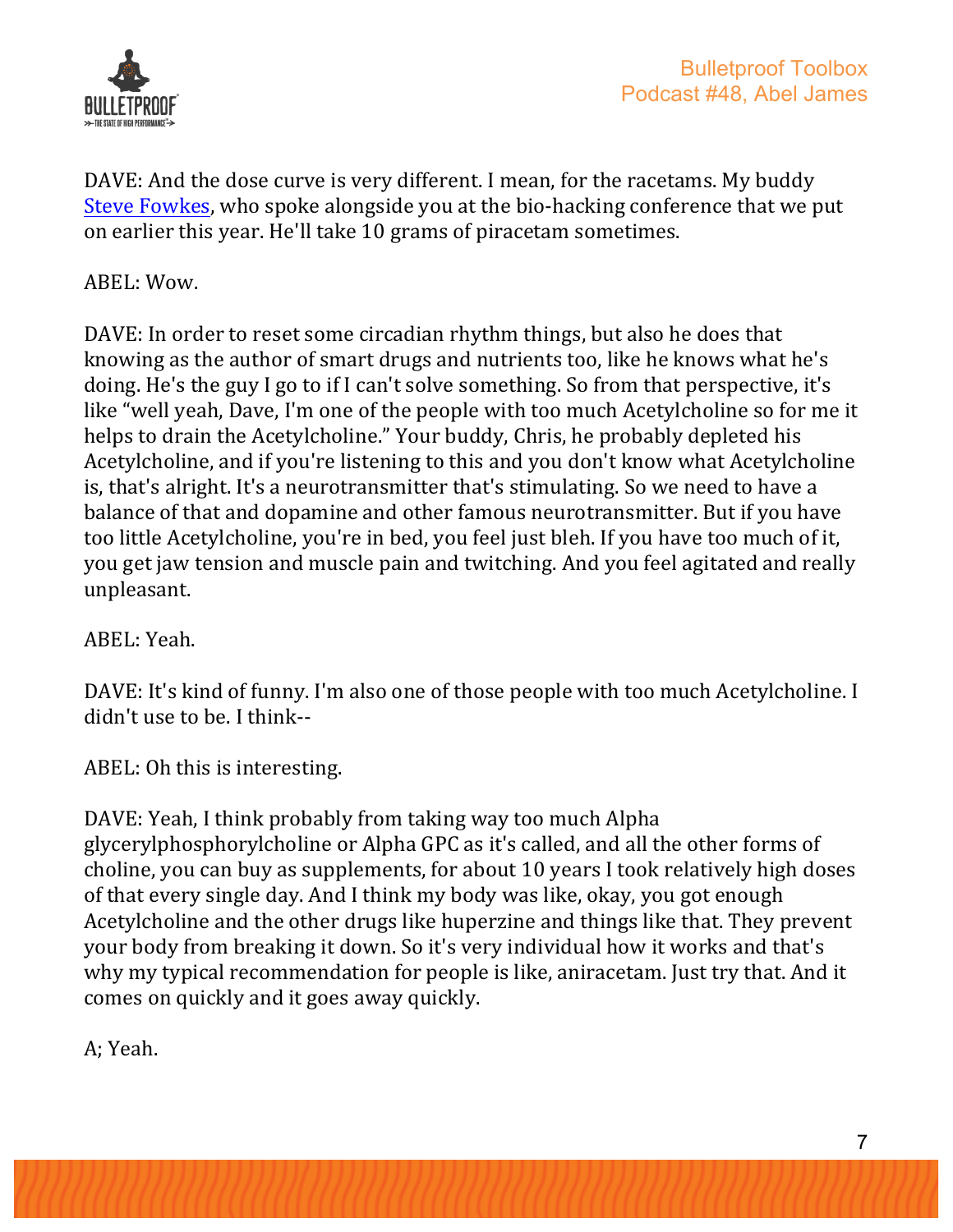DAVE: And the dose curve is very different. I mean, for the racetams. My buddy [Steve Fowkes](), who spoke alongside you at the bio-hacking conference that we put on earlier this year. He'll take 10 grams of piracetam sometimes.

ABEL: Wow.

DAVE: In order to reset some circadian rhythm things, but also he does that knowing as the author of smart drugs and nutrients too, like he knows what he's doing. He's the guy I go to if I can't solve something. So from that perspective, it's like "well yeah, Dave, I'm one of the people with too much Acetylcholine so for me it helps to drain the Acetylcholine." Your buddy, Chris, he probably depleted his Acetylcholine, and if you're listening to this and you don't know what Acetylcholine is, that's alright. It's a neurotransmitter that's stimulating. So we need to have a balance of that and dopamine and other famous neurotransmitter. But if you have too little Acetylcholine, you're in bed, you feel just bleh. If you have too much of it, you get jaw tension and muscle pain and twitching. And you feel agitated and really unpleasant.

ABEL: Yeah.

DAVE: It's kind of funny. I'm also one of those people with too much Acetylcholine. I didn't use to be. I think--

ABEL: Oh this is interesting.

DAVE: Yeah, I think probably from taking way too much Alpha glycerylphosphorylcholine or Alpha GPC as it's called, and all the other forms of choline, you can buy as supplements, for about 10 years I took relatively high doses of that every single day. And I think my body was like, okay, you got enough Acetylcholine and the other drugs like huperzine and things like that. They prevent your body from breaking it down. So it's very individual how it works and that's why my typical recommendation for people is like, aniracetam. Just try that. And it comes on quickly and it goes away quickly.

A; Yeah.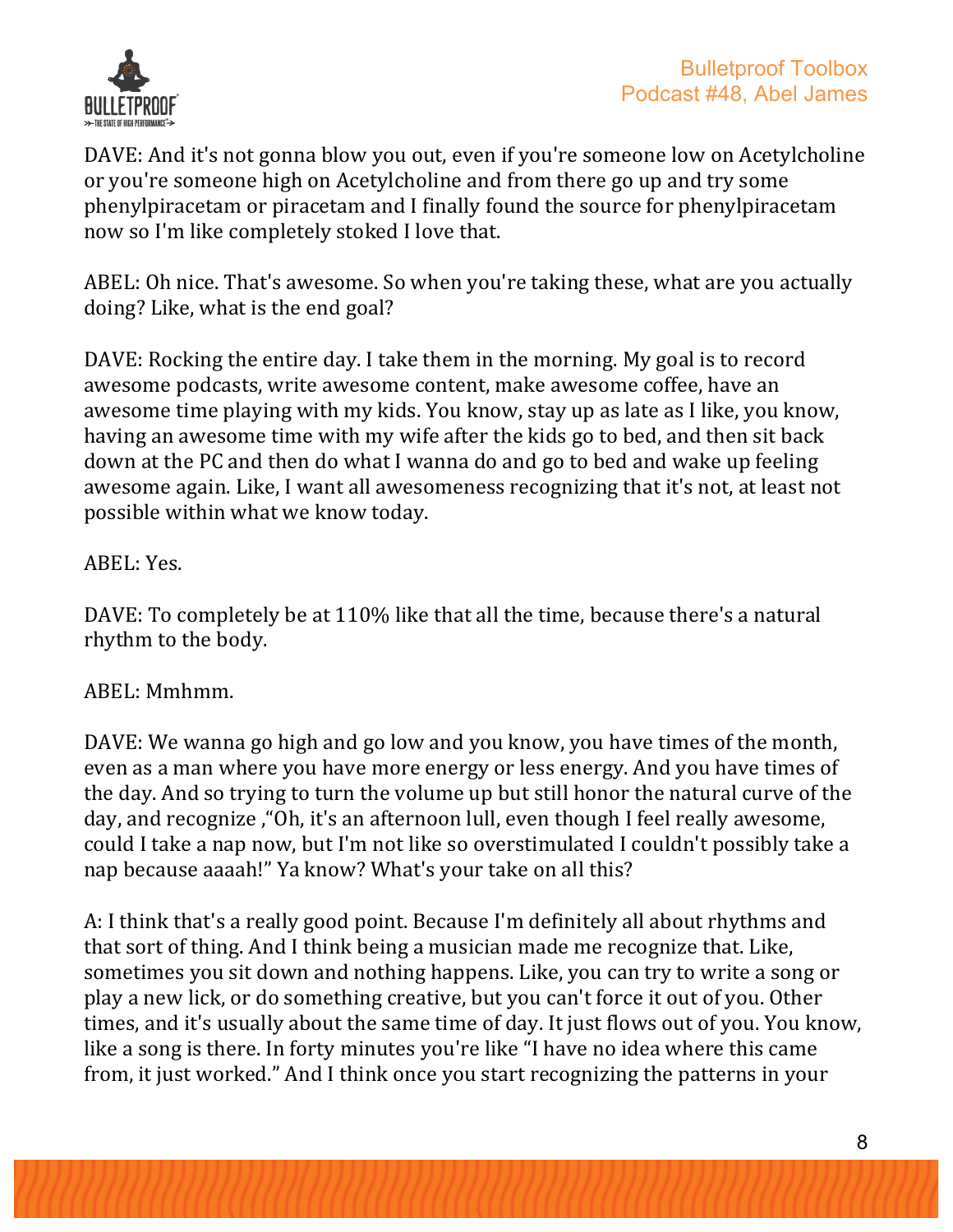DAVE: And it's not gonna blow you out, even if you're someone low on Acetylcholine or you're someone high on Acetylcholine and from there go up and try some phenylpiracetam or piracetam and I finally found the source for phenylpiracetam now so I'm like completely stoked I love that.

ABEL: Oh nice. That's awesome. So when you're taking these, what are you actually doing? Like, what is the end goal?

DAVE: Rocking the entire day. I take them in the morning. My goal is to record awesome podcasts, write awesome content, make awesome coffee, have an awesome time playing with my kids. You know, stay up as late as I like, you know, having an awesome time with my wife after the kids go to bed, and then sit back down at the PC and then do what I wanna do and go to bed and wake up feeling awesome again. Like, I want all awesomeness recognizing that it's not, at least not possible within what we know today.

ABEL: Yes.

DAVE: To completely be at 110% like that all the time, because there's a natural rhythm to the body.

ABEL: Mmhmm.

DAVE: We wanna go high and go low and you know, you have times of the month, even as a man where you have more energy or less energy. And you have times of the day. And so trying to turn the volume up but still honor the natural curve of the day, and recognize ,"Oh, it's an afternoon lull, even though I feel really awesome, could I take a nap now, but I'm not like so overstimulated I couldn't possibly take a nap because aaaah!" Ya know? What's your take on all this?

A: I think that's a really good point. Because I'm definitely all about rhythms and that sort of thing. And I think being a musician made me recognize that. Like, sometimes you sit down and nothing happens. Like, you can try to write a song or play a new lick, or do something creative, but you can't force it out of you. Other times, and it's usually about the same time of day. It just flows out of you. You know, like a song is there. In forty minutes you're like "I have no idea where this came from, it just worked." And I think once you start recognizing the patterns in your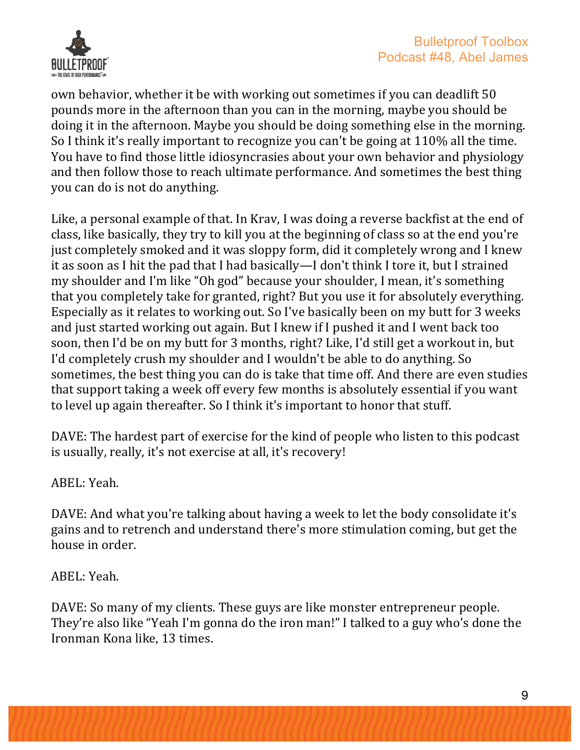own behavior, whether it be with working out sometimes if you can deadlift 50 pounds more in the afternoon than you can in the morning, maybe you should be doing it in the afternoon. Maybe you should be doing something else in the morning. So I think it's really important to recognize you can't be going at 110% all the time. You have to find those little idiosyncrasies about your own behavior and physiology and then follow those to reach ultimate performance. And sometimes the best thing you can do is not do anything.

Like, a personal example of that. In Krav, I was doing a reverse backfist at the end of class, like basically, they try to kill you at the beginning of class so at the end you're just completely smoked and it was sloppy form, did it completely wrong and I knew it as soon as I hit the pad that I had basically—I don't think I tore it, but I strained my shoulder and I'm like "Oh god" because your shoulder, I mean, it's something that you completely take for granted, right? But you use it for absolutely everything. Especially as it relates to working out. So I've basically been on my butt for 3 weeks and just started working out again. But I knew if I pushed it and I went back too soon, then I'd be on my butt for 3 months, right? Like, I'd still get a workout in, but I'd completely crush my shoulder and I wouldn't be able to do anything. So sometimes, the best thing you can do is take that time off. And there are even studies that support taking a week off every few months is absolutely essential if you want to level up again thereafter. So I think it's important to honor that stuff.

DAVE: The hardest part of exercise for the kind of people who listen to this podcast is usually, really, it's not exercise at all, it's recovery!

ABEL: Yeah.

DAVE: And what you're talking about having a week to let the body consolidate it's gains and to retrench and understand there's more stimulation coming, but get the house in order.

ABEL: Yeah.

DAVE: So many of my clients. These guys are like monster entrepreneur people. They're also like "Yeah I'm gonna do the iron man!" I talked to a guy who's done the Ironman Kona like, 13 times.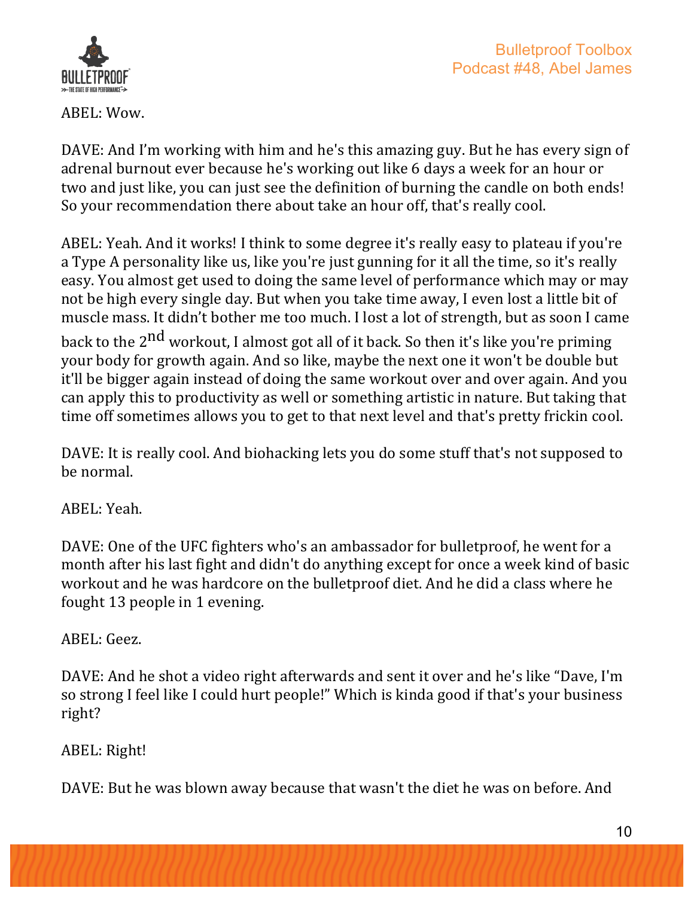ABEL: Wow.

DAVE: And I'm working with him and he's this amazing guy. But he has every sign of adrenal burnout ever because he's working out like 6 days a week for an hour or two and just like, you can just see the definition of burning the candle on both ends! So your recommendation there about take an hour off, that's really cool.

ABEL: Yeah. And it works! I think to some degree it's really easy to plateau if you're a Type A personality like us, like you're just gunning for it all the time, so it's really easy. You almost get used to doing the same level of performance which may or may not be high every single day. But when you take time away, I even lost a little bit of muscle mass. It didn't bother me too much. I lost a lot of strength, but as soon I came back to the 2nd workout, I almost got all of it back. So then it's like you're priming your body for growth again. And so like, maybe the next one it won't be double but it'll be bigger again instead of doing the same workout over and over again. And you can apply this to productivity as well or something artistic in nature. But taking that time off sometimes allows you to get to that next level and that's pretty frickin cool.

DAVE: It is really cool. And biohacking lets you do some stuff that's not supposed to be normal.

ABEL: Yeah.

DAVE: One of the UFC fighters who's an ambassador for bulletproof, he went for a month after his last fight and didn't do anything except for once a week kind of basic workout and he was hardcore on the bulletproof diet. And he did a class where he fought 13 people in 1 evening.

ABEL: Geez.

DAVE: And he shot a video right afterwards and sent it over and he's like "Dave, I'm so strong I feel like I could hurt people!" Which is kinda good if that's your business right?

ABEL: Right!

DAVE: But he was blown away because that wasn't the diet he was on before. And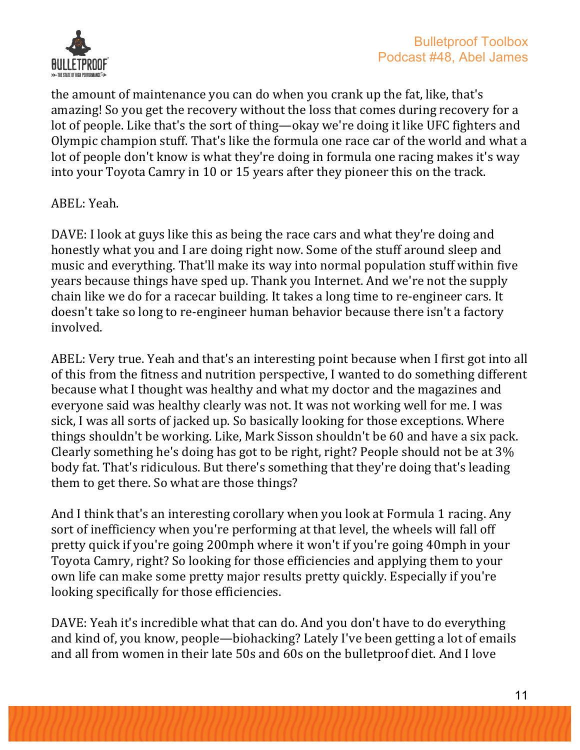the amount of maintenance you can do when you crank up the fat, like, that's amazing! So you get the recovery without the loss that comes during recovery for a lot of people. Like that's the sort of thing—okay we're doing it like UFC fighters and Olympic champion stuff. That's like the formula one race car of the world and what a lot of people don't know is what they're doing in formula one racing makes it's way into your Toyota Camry in 10 or 15 years after they pioneer this on the track.

ABEL: Yeah.

DAVE: I look at guys like this as being the race cars and what they're doing and honestly what you and I are doing right now. Some of the stuff around sleep and music and everything. That'll make its way into normal population stuff within five years because things have sped up. Thank you Internet. And we're not the supply chain like we do for a racecar building. It takes a long time to re-engineer cars. It doesn't take so long to re-engineer human behavior because there isn't a factory involved.

ABEL: Very true. Yeah and that's an interesting point because when I first got into all of this from the fitness and nutrition perspective, I wanted to do something different because what I thought was healthy and what my doctor and the magazines and everyone said was healthy clearly was not. It was not working well for me. I was sick, I was all sorts of jacked up. So basically looking for those exceptions. Where things shouldn't be working. Like, Mark Sisson shouldn't be 60 and have a six pack. Clearly something he's doing has got to be right, right? People should not be at 3% body fat. That's ridiculous. But there's something that they're doing that's leading them to get there. So what are those things?

And I think that's an interesting corollary when you look at Formula 1 racing. Any sort of inefficiency when you're performing at that level, the wheels will fall off pretty quick if you're going 200mph where it won't if you're going 40mph in your Toyota Camry, right? So looking for those efficiencies and applying them to your own life can make some pretty major results pretty quickly. Especially if you're looking specifically for those efficiencies.

DAVE: Yeah it's incredible what that can do. And you don't have to do everything and kind of, you know, people—biohacking? Lately I've been getting a lot of emails and all from women in their late 50s and 60s on the bulletproof diet. And I love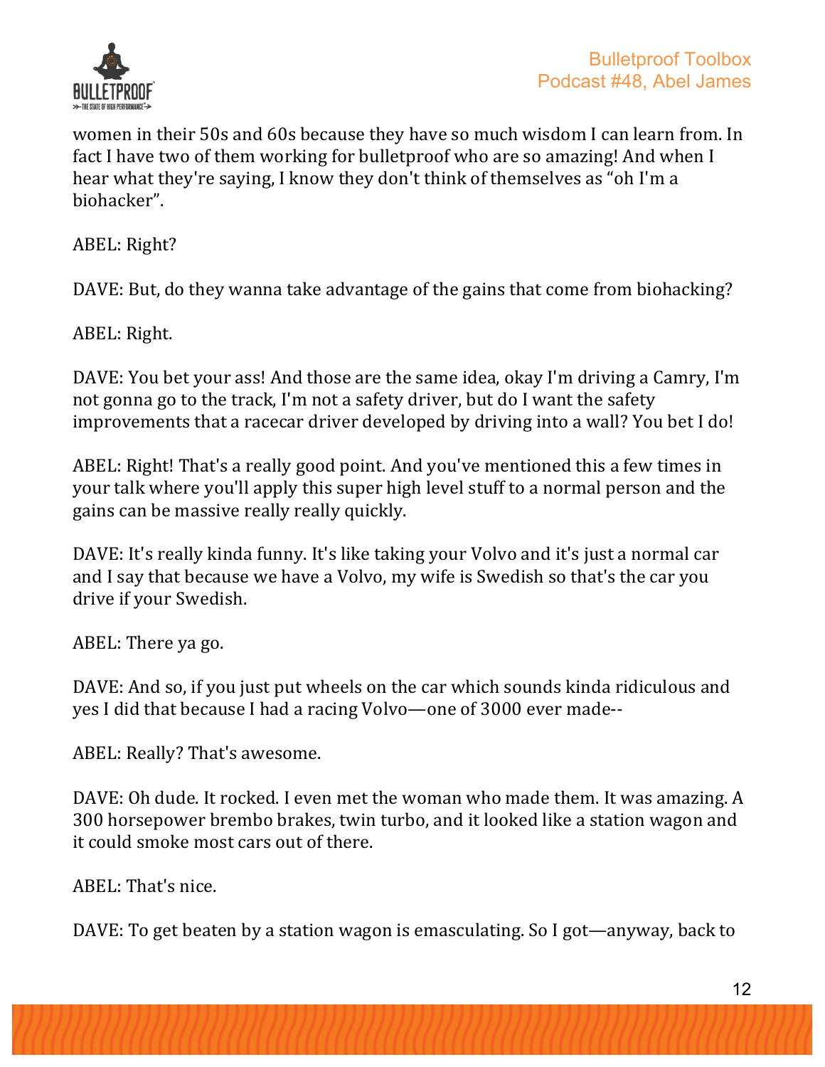women in their 50s and 60s because they have so much wisdom I can learn from. In fact I have two of them working for bulletproof who are so amazing! And when I hear what they're saying, I know they don't think of themselves as “oh I'm a biohacker”.

ABEL: Right?

DAVE: But, do they wanna take advantage of the gains that come from biohacking?

ABEL: Right.

DAVE: You bet your ass! And those are the same idea, okay I'm driving a Camry, I'm not gonna go to the track, I'm not a safety driver, but do I want the safety improvements that a racecar driver developed by driving into a wall? You bet I do!

ABEL: Right! That's a really good point. And you've mentioned this a few times in your talk where you'll apply this super high level stuff to a normal person and the gains can be massive really really quickly.

DAVE: It's really kinda funny. It's like taking your Volvo and it's just a normal car and I say that because we have a Volvo, my wife is Swedish so that's the car you drive if your Swedish.

ABEL: There ya go.

DAVE: And so, if you just put wheels on the car which sounds kinda ridiculous and yes I did that because I had a racing Volvo—one of 3000 ever made--

ABEL: Really? That's awesome.

DAVE: Oh dude. It rocked. I even met the woman who made them. It was amazing. A 300 horsepower brembo brakes, twin turbo, and it looked like a station wagon and it could smoke most cars out of there.

ABEL: That's nice.

DAVE: To get beaten by a station wagon is emasculating. So I got—anyway, back to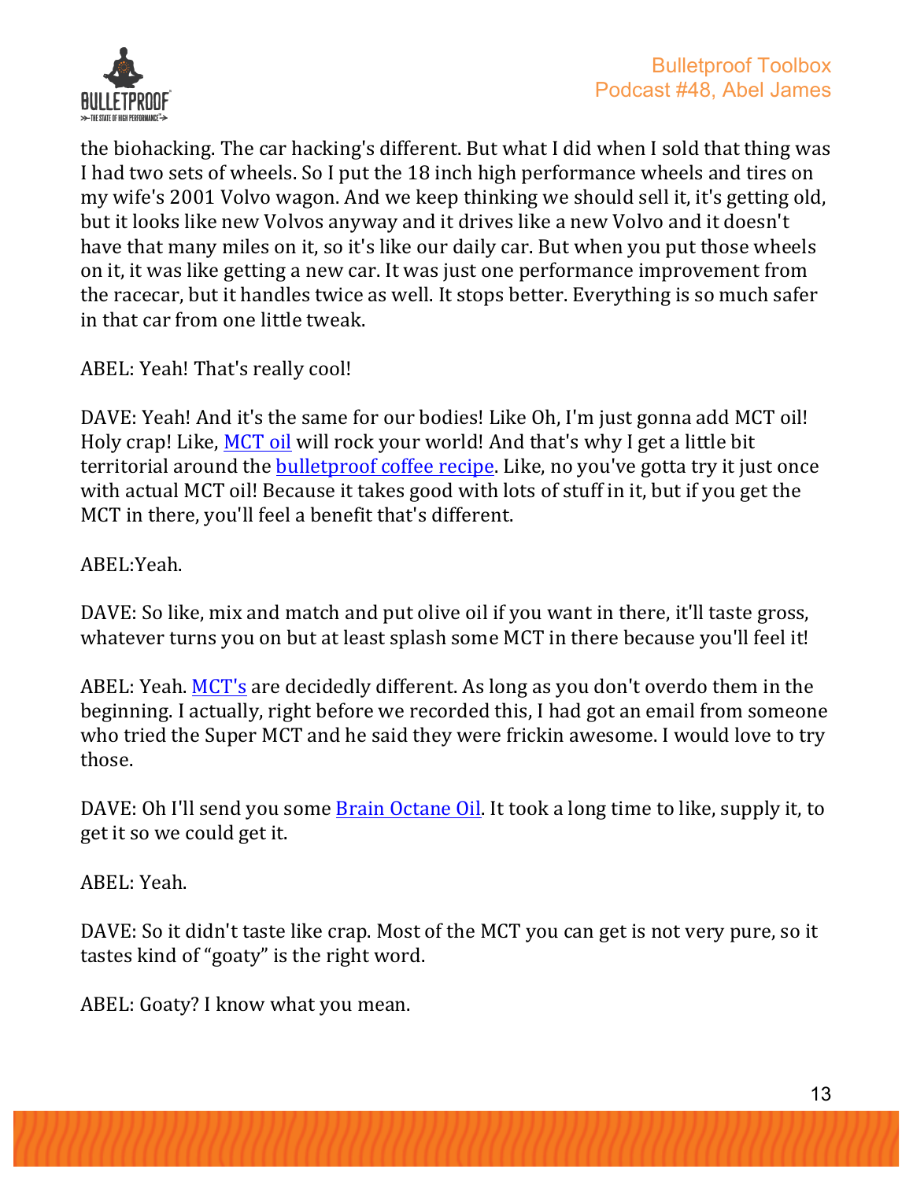the biohacking. The car hacking's different. But what I did when I sold that thing was I had two sets of wheels. So I put the 18 inch high performance wheels and tires on my wife's 2001 Volvo wagon. And we keep thinking we should sell it, it's getting old, but it looks like new Volvos anyway and it drives like a new Volvo and it doesn't have that many miles on it, so it's like our daily car. But when you put those wheels on it, it was like getting a new car. It was just one performance improvement from the racecar, but it handles twice as well. It stops better. Everything is so much safer in that car from one little tweak.

ABEL: Yeah! That's really cool!

DAVE: Yeah! And it's the same for our bodies! Like Oh, I'm just gonna add MCT oil! Holy crap! Like, MCT oil will rock your world! And that's why I get a little bit territorial around the bulletproof coffee recipe. Like, no you've gotta try it just once with actual MCT oil! Because it takes good with lots of stuff in it, but if you get the MCT in there, you'll feel a benefit that's different.

ABEL:Yeah.

DAVE: So like, mix and match and put olive oil if you want in there, it'll taste gross, whatever turns you on but at least splash some MCT in there because you'll feel it!

ABEL: Yeah. MCT's are decidedly different. As long as you don't overdo them in the beginning. I actually, right before we recorded this, I had got an email from someone who tried the Super MCT and he said they were frickin awesome. I would love to try those.

DAVE: Oh I'll send you some Brain Octane Oil. It took a long time to like, supply it, to get it so we could get it.

ABEL: Yeah.

DAVE: So it didn't taste like crap. Most of the MCT you can get is not very pure, so it tastes kind of "goaty" is the right word.

ABEL: Goaty? I know what you mean.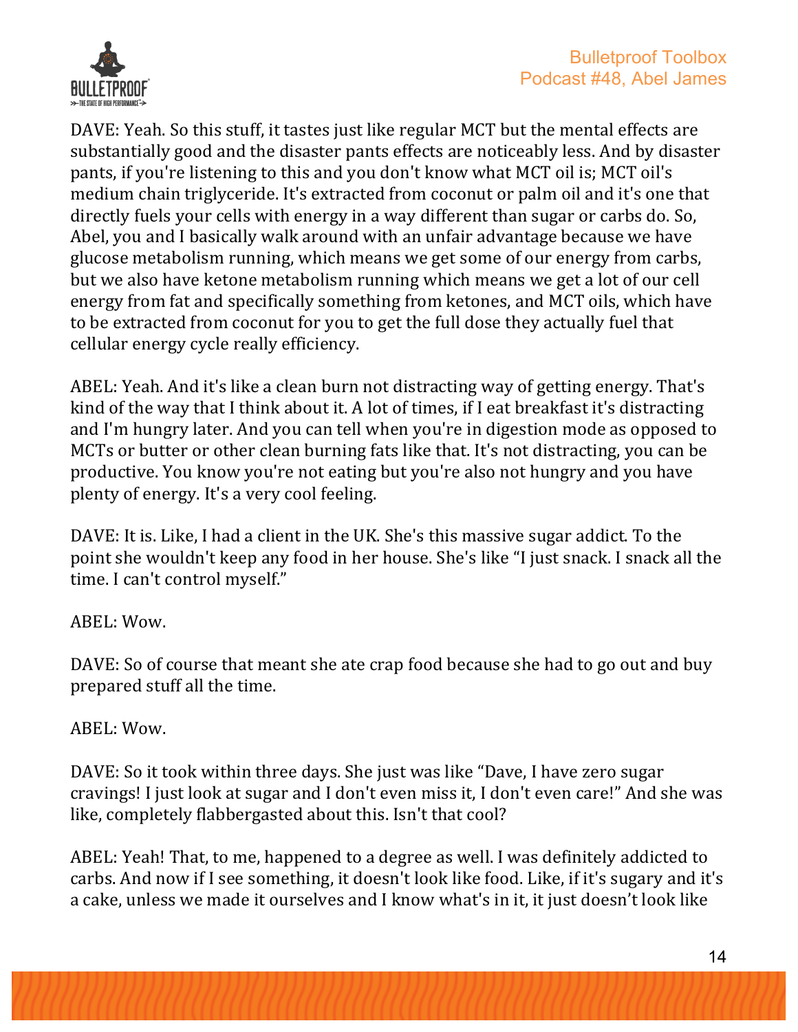DAVE: Yeah. So this stuff, it tastes just like regular MCT but the mental effects are substantially good and the disaster pants effects are noticeably less. And by disaster pants, if you're listening to this and you don't know what MCT oil is; MCT oil's medium chain triglyceride. It's extracted from coconut or palm oil and it's one that directly fuels your cells with energy in a way different than sugar or carbs do. So, Abel, you and I basically walk around with an unfair advantage because we have glucose metabolism running, which means we get some of our energy from carbs, but we also have ketone metabolism running which means we get a lot of our cell energy from fat and specifically something from ketones, and MCT oils, which have to be extracted from coconut for you to get the full dose they actually fuel that cellular energy cycle really efficiency.

ABEL: Yeah. And it's like a clean burn not distracting way of getting energy. That's kind of the way that I think about it. A lot of times, if I eat breakfast it's distracting and I'm hungry later. And you can tell when you're in digestion mode as opposed to MCTs or butter or other clean burning fats like that. It's not distracting, you can be productive. You know you're not eating but you're also not hungry and you have plenty of energy. It's a very cool feeling.

DAVE: It is. Like, I had a client in the UK. She's this massive sugar addict. To the point she wouldn't keep any food in her house. She's like "I just snack. I snack all the time. I can't control myself."

ABEL: Wow.

DAVE: So of course that meant she ate crap food because she had to go out and buy prepared stuff all the time.

ABEL: Wow.

DAVE: So it took within three days. She just was like "Dave, I have zero sugar cravings! I just look at sugar and I don't even miss it, I don't even care!" And she was like, completely flabbergasted about this. Isn't that cool?

ABEL: Yeah! That, to me, happened to a degree as well. I was definitely addicted to carbs. And now if I see something, it doesn't look like food. Like, if it's sugary and it's a cake, unless we made it ourselves and I know what's in it, it just doesn't look like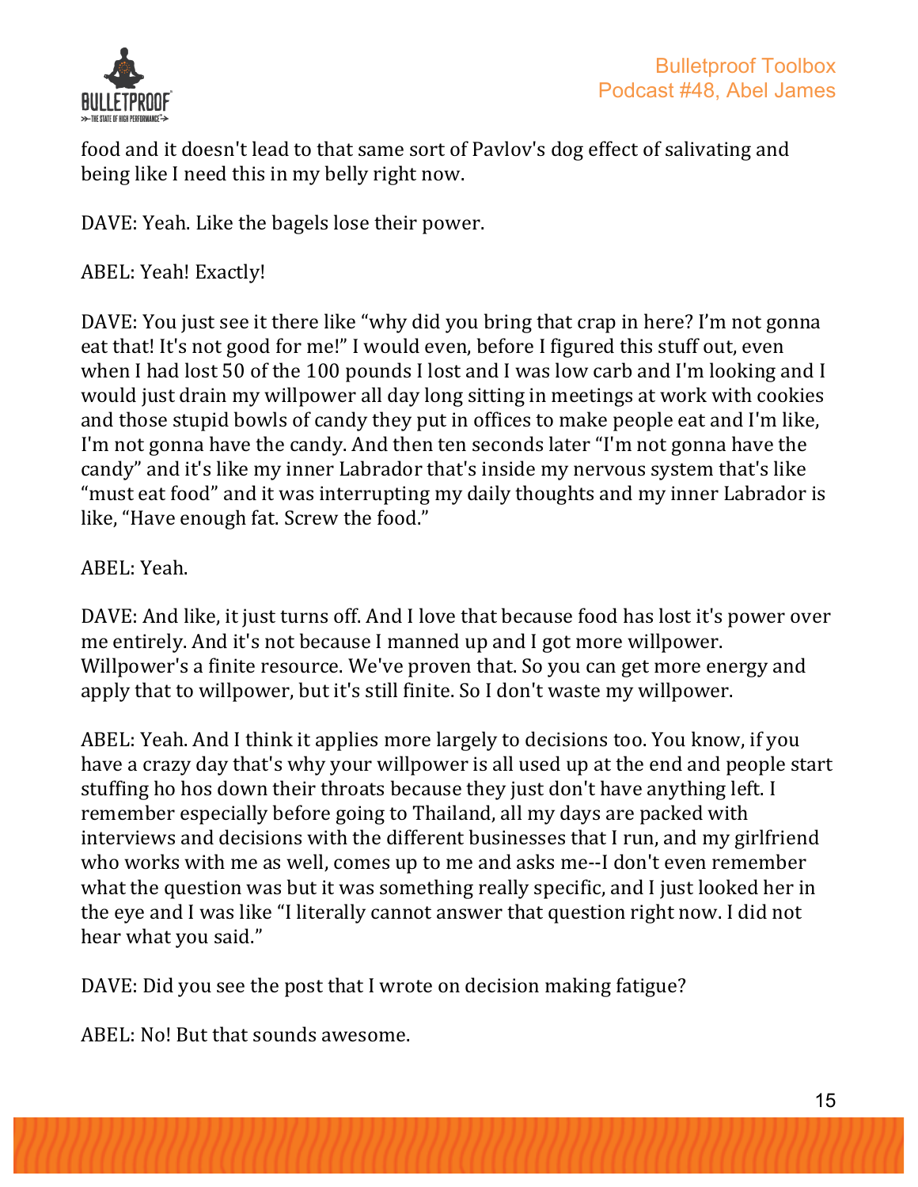food and it doesn't lead to that same sort of Pavlov's dog effect of salivating and being like I need this in my belly right now.

DAVE: Yeah. Like the bagels lose their power.

ABEL: Yeah! Exactly!

DAVE: You just see it there like "why did you bring that crap in here? I'm not gonna eat that! It's not good for me!" I would even, before I figured this stuff out, even when I had lost 50 of the 100 pounds I lost and I was low carb and I'm looking and I would just drain my willpower all day long sitting in meetings at work with cookies and those stupid bowls of candy they put in offices to make people eat and I'm like, I'm not gonna have the candy. And then ten seconds later "I'm not gonna have the candy" and it's like my inner Labrador that's inside my nervous system that's like "must eat food" and it was interrupting my daily thoughts and my inner Labrador is like, "Have enough fat. Screw the food."

ABEL: Yeah.

DAVE: And like, it just turns off. And I love that because food has lost it's power over me entirely. And it's not because I manned up and I got more willpower. Willpower's a finite resource. We've proven that. So you can get more energy and apply that to willpower, but it's still finite. So I don't waste my willpower.

ABEL: Yeah. And I think it applies more largely to decisions too. You know, if you have a crazy day that's why your willpower is all used up at the end and people start stuffing ho hos down their throats because they just don't have anything left. I remember especially before going to Thailand, all my days are packed with interviews and decisions with the different businesses that I run, and my girlfriend who works with me as well, comes up to me and asks me--I don't even remember what the question was but it was something really specific, and I just looked her in the eye and I was like "I literally cannot answer that question right now. I did not hear what you said."

DAVE: Did you see the post that I wrote on decision making fatigue?

ABEL: No! But that sounds awesome.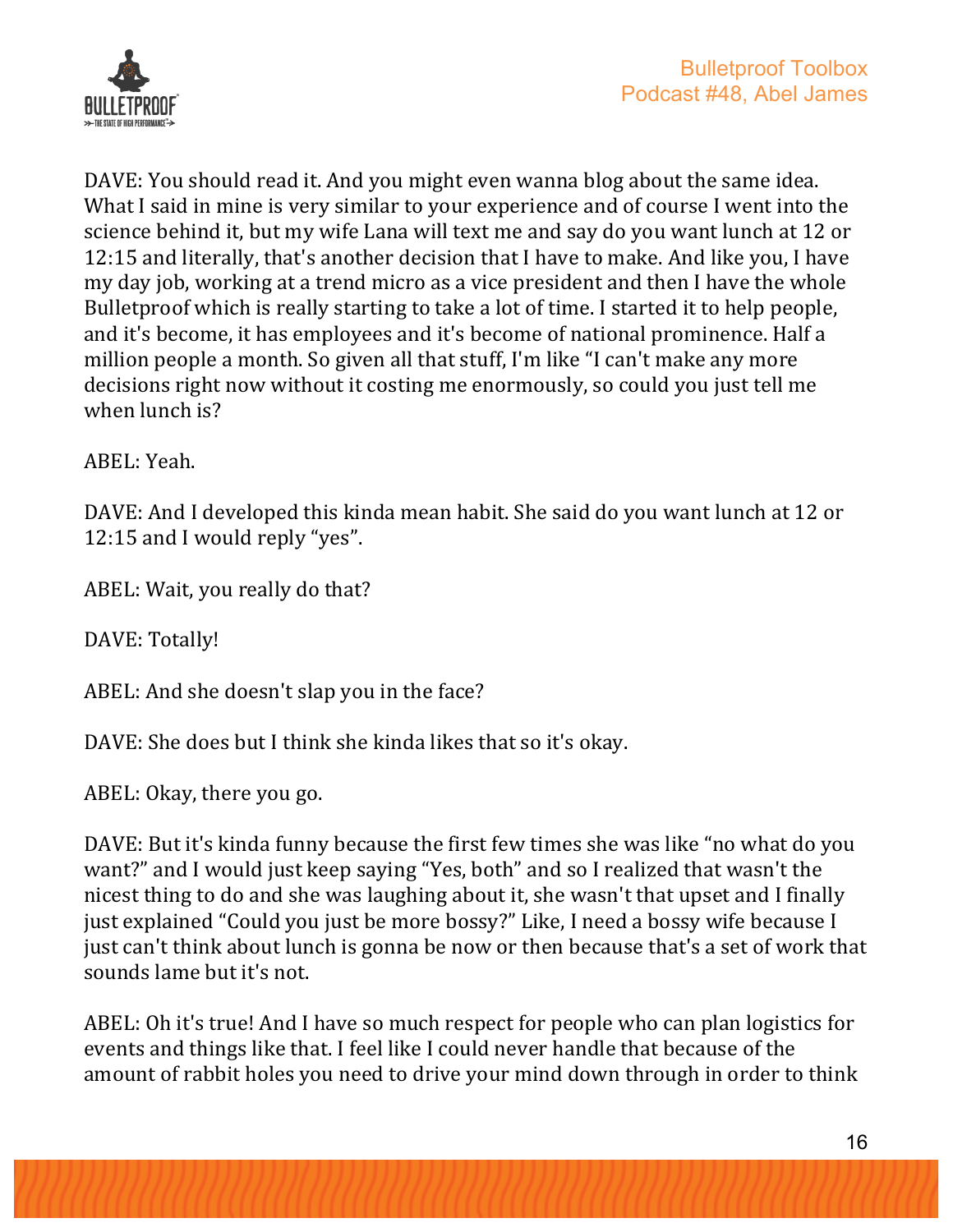DAVE: You should read it. And you might even wanna blog about the same idea. What I said in mine is very similar to your experience and of course I went into the science behind it, but my wife Lana will text me and say do you want lunch at 12 or 12:15 and literally, that's another decision that I have to make. And like you, I have my day job, working at a trend micro as a vice president and then I have the whole Bulletproof which is really starting to take a lot of time. I started it to help people, and it's become, it has employees and it's become of national prominence. Half a million people a month. So given all that stuff, I'm like "I can't make any more decisions right now without it costing me enormously, so could you just tell me when lunch is?

ABEL: Yeah.

DAVE: And I developed this kinda mean habit. She said do you want lunch at 12 or 12:15 and I would reply "yes".

ABEL: Wait, you really do that?

DAVE: Totally!

ABEL: And she doesn't slap you in the face?

DAVE: She does but I think she kinda likes that so it's okay.

ABEL: Okay, there you go.

DAVE: But it's kinda funny because the first few times she was like "no what do you want?" and I would just keep saying "Yes, both" and so I realized that wasn't the nicest thing to do and she was laughing about it, she wasn't that upset and I finally just explained "Could you just be more bossy?" Like, I need a bossy wife because I just can't think about lunch is gonna be now or then because that's a set of work that sounds lame but it's not.

ABEL: Oh it's true! And I have so much respect for people who can plan logistics for events and things like that. I feel like I could never handle that because of the amount of rabbit holes you need to drive your mind down through in order to think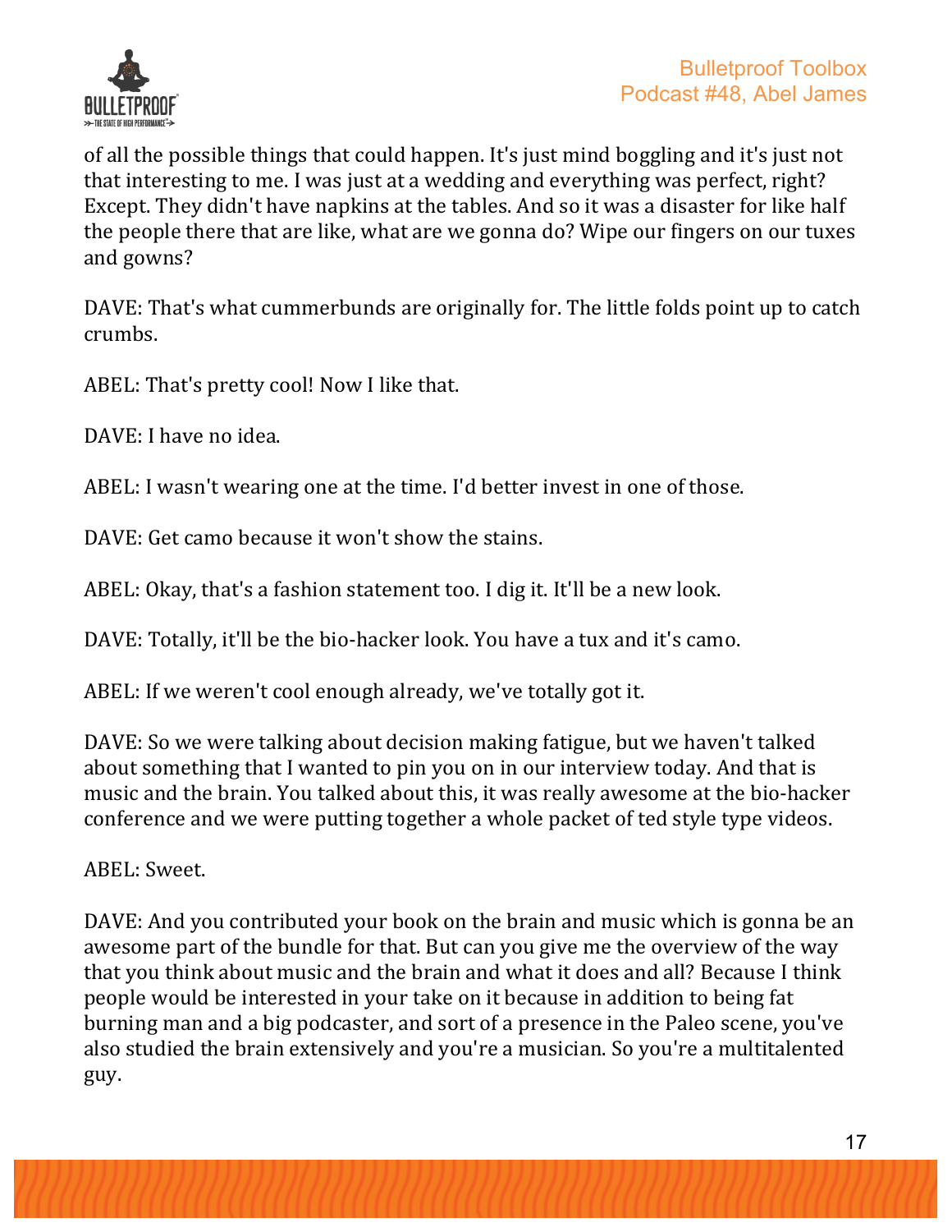of all the possible things that could happen. It's just mind boggling and it's just not that interesting to me. I was just at a wedding and everything was perfect, right? Except. They didn't have napkins at the tables. And so it was a disaster for like half the people there that are like, what are we gonna do? Wipe our fingers on our tuxes and gowns?

DAVE: That's what cummerbunds are originally for. The little folds point up to catch crumbs.

ABEL: That's pretty cool! Now I like that.

DAVE: I have no idea.

ABEL: I wasn't wearing one at the time. I'd better invest in one of those.

DAVE: Get camo because it won't show the stains.

ABEL: Okay, that's a fashion statement too. I dig it. It'll be a new look.

DAVE: Totally, it'll be the bio-hacker look. You have a tux and it's camo.

ABEL: If we weren't cool enough already, we've totally got it.

DAVE: So we were talking about decision making fatigue, but we haven't talked about something that I wanted to pin you on in our interview today. And that is music and the brain. You talked about this, it was really awesome at the bio-hacker conference and we were putting together a whole packet of ted style type videos.

ABEL: Sweet.

DAVE: And you contributed your book on the brain and music which is gonna be an awesome part of the bundle for that. But can you give me the overview of the way that you think about music and the brain and what it does and all? Because I think people would be interested in your take on it because in addition to being fat burning man and a big podcaster, and sort of a presence in the Paleo scene, you've also studied the brain extensively and you're a musician. So you're a multitalented guy.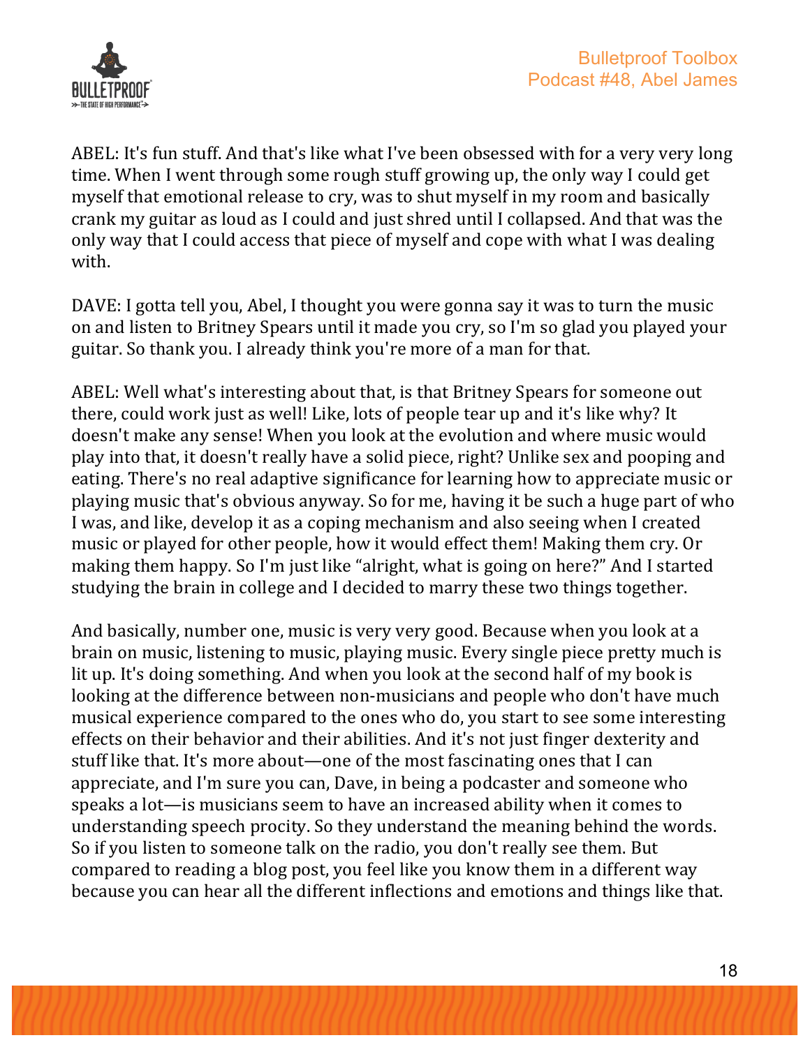ABEL: It's fun stuff. And that's like what I've been obsessed with for a very very long time. When I went through some rough stuff growing up, the only way I could get myself that emotional release to cry, was to shut myself in my room and basically crank my guitar as loud as I could and just shred until I collapsed. And that was the only way that I could access that piece of myself and cope with what I was dealing with.

DAVE: I gotta tell you, Abel, I thought you were gonna say it was to turn the music on and listen to Britney Spears until it made you cry, so I'm so glad you played your guitar. So thank you. I already think you're more of a man for that.

ABEL: Well what's interesting about that, is that Britney Spears for someone out there, could work just as well! Like, lots of people tear up and it's like why? It doesn't make any sense! When you look at the evolution and where music would play into that, it doesn't really have a solid piece, right? Unlike sex and pooping and eating. There's no real adaptive significance for learning how to appreciate music or playing music that's obvious anyway. So for me, having it be such a huge part of who I was, and like, develop it as a coping mechanism and also seeing when I created music or played for other people, how it would effect them! Making them cry. Or making them happy. So I'm just like "alright, what is going on here?" And I started studying the brain in college and I decided to marry these two things together.

And basically, number one, music is very very good. Because when you look at a brain on music, listening to music, playing music. Every single piece pretty much is lit up. It's doing something. And when you look at the second half of my book is looking at the difference between non-musicians and people who don't have much musical experience compared to the ones who do, you start to see some interesting effects on their behavior and their abilities. And it's not just finger dexterity and stuff like that. It's more about—one of the most fascinating ones that I can appreciate, and I'm sure you can, Dave, in being a podcaster and someone who speaks a lot—is musicians seem to have an increased ability when it comes to understanding speech procity. So they understand the meaning behind the words. So if you listen to someone talk on the radio, you don't really see them. But compared to reading a blog post, you feel like you know them in a different way because you can hear all the different inflections and emotions and things like that.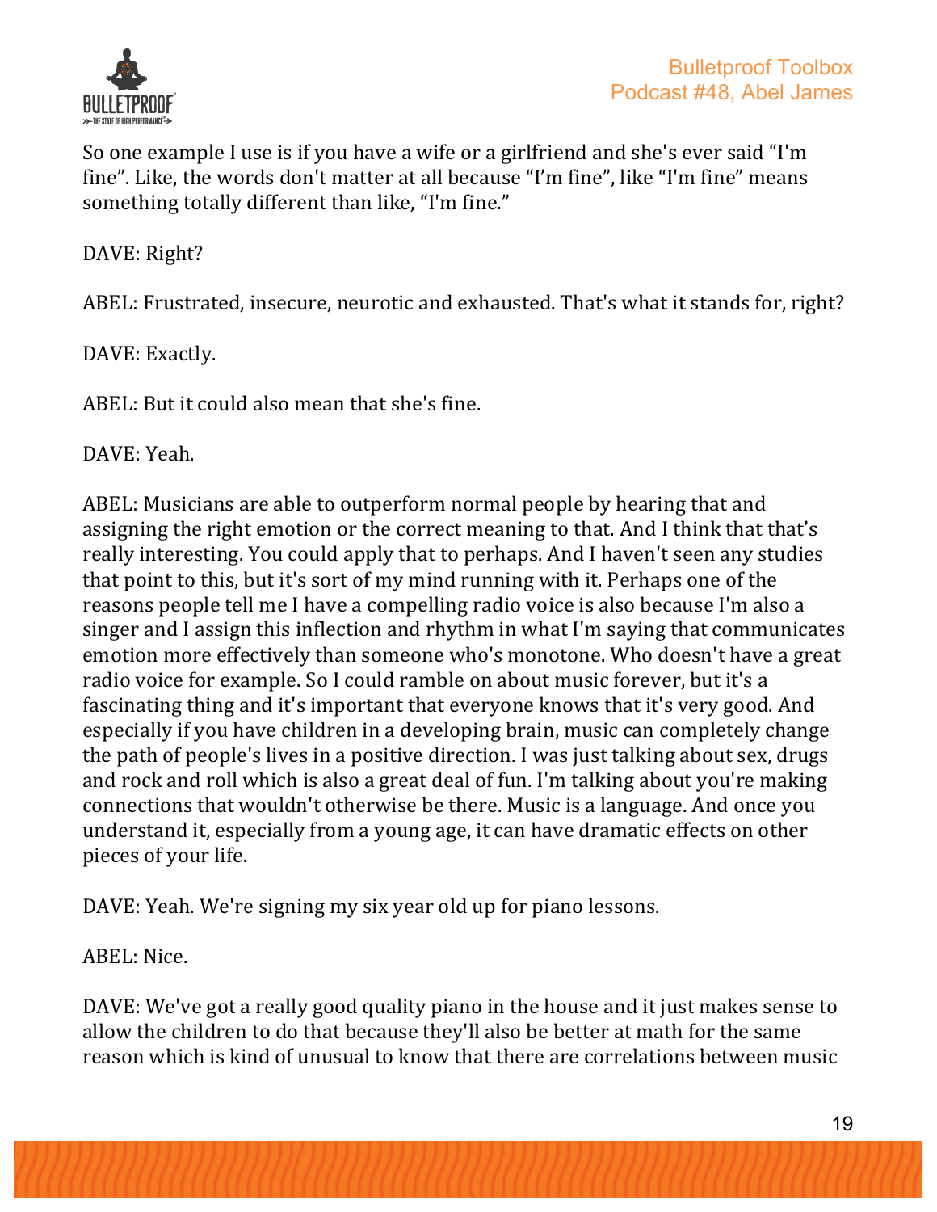So one example I use is if you have a wife or a girlfriend and she's ever said "I'm fine". Like, the words don't matter at all because "I'm fine", like "I'm fine" means something totally different than like, "I'm fine."

DAVE: Right?

ABEL: Frustrated, insecure, neurotic and exhausted. That's what it stands for, right?

DAVE: Exactly.

ABEL: But it could also mean that she's fine.

DAVE: Yeah.

ABEL: Musicians are able to outperform normal people by hearing that and assigning the right emotion or the correct meaning to that. And I think that that's really interesting. You could apply that to perhaps. And I haven't seen any studies that point to this, but it's sort of my mind running with it. Perhaps one of the reasons people tell me I have a compelling radio voice is also because I'm also a singer and I assign this inflection and rhythm in what I'm saying that communicates emotion more effectively than someone who's monotone. Who doesn't have a great radio voice for example. So I could ramble on about music forever, but it's a fascinating thing and it's important that everyone knows that it's very good. And especially if you have children in a developing brain, music can completely change the path of people's lives in a positive direction. I was just talking about sex, drugs and rock and roll which is also a great deal of fun. I'm talking about you're making connections that wouldn't otherwise be there. Music is a language. And once you understand it, especially from a young age, it can have dramatic effects on other pieces of your life.

DAVE: Yeah. We're signing my six year old up for piano lessons.

ABEL: Nice.

DAVE: We've got a really good quality piano in the house and it just makes sense to allow the children to do that because they'll also be better at math for the same reason which is kind of unusual to know that there are correlations between music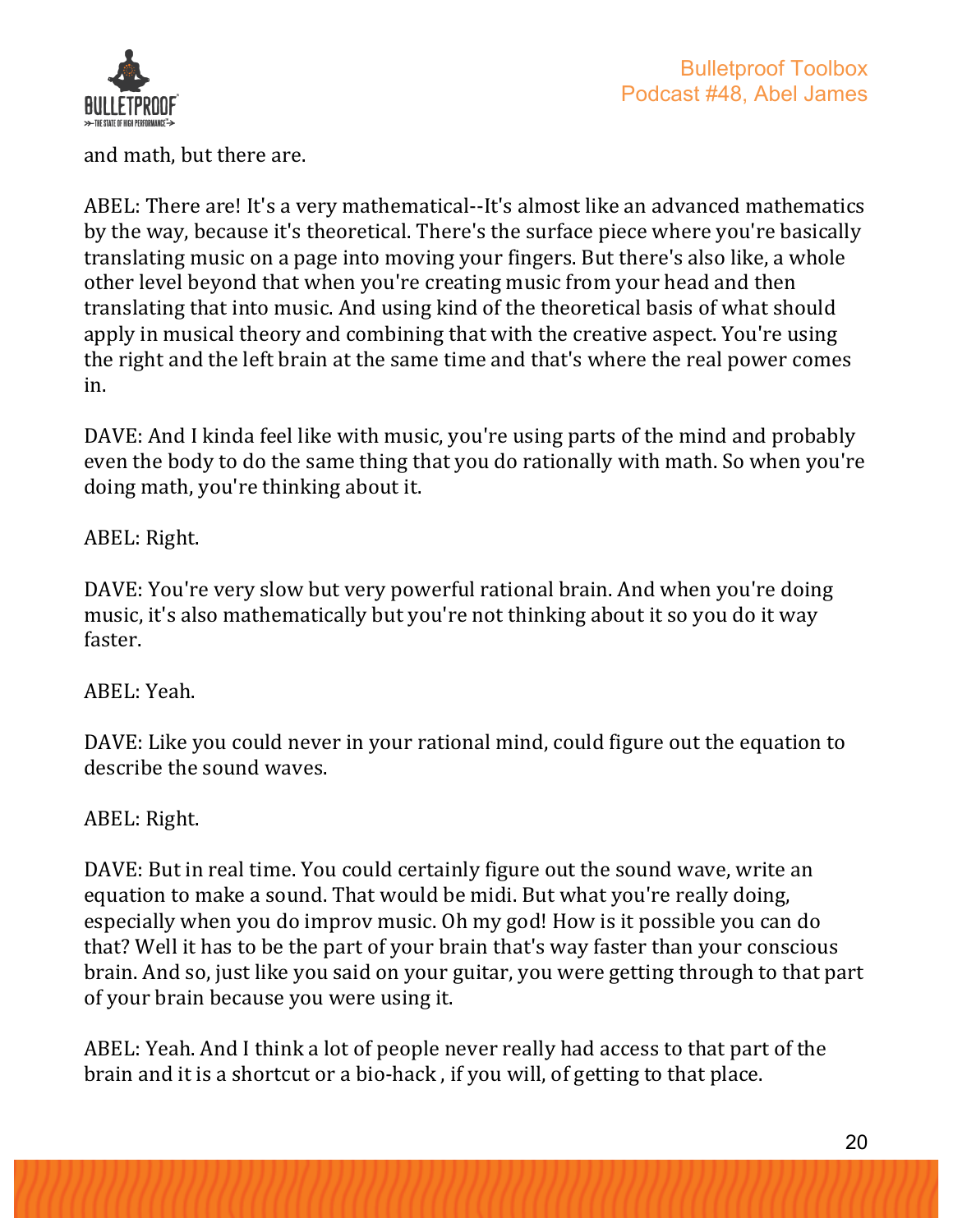and math, but there are.

ABEL: There are! It's a very mathematical--It's almost like an advanced mathematics by the way, because it's theoretical. There's the surface piece where you're basically translating music on a page into moving your fingers. But there's also like, a whole other level beyond that when you're creating music from your head and then translating that into music. And using kind of the theoretical basis of what should apply in musical theory and combining that with the creative aspect. You're using the right and the left brain at the same time and that's where the real power comes in.

DAVE: And I kinda feel like with music, you're using parts of the mind and probably even the body to do the same thing that you do rationally with math. So when you're doing math, you're thinking about it.

ABEL: Right.

DAVE: You're very slow but very powerful rational brain. And when you're doing music, it's also mathematically but you're not thinking about it so you do it way faster.

ABEL: Yeah.

DAVE: Like you could never in your rational mind, could figure out the equation to describe the sound waves.

ABEL: Right.

DAVE: But in real time. You could certainly figure out the sound wave, write an equation to make a sound. That would be midi. But what you're really doing, especially when you do improv music. Oh my god! How is it possible you can do that? Well it has to be the part of your brain that's way faster than your conscious brain. And so, just like you said on your guitar, you were getting through to that part of your brain because you were using it.

ABEL: Yeah. And I think a lot of people never really had access to that part of the brain and it is a shortcut or a bio-hack , if you will, of getting to that place.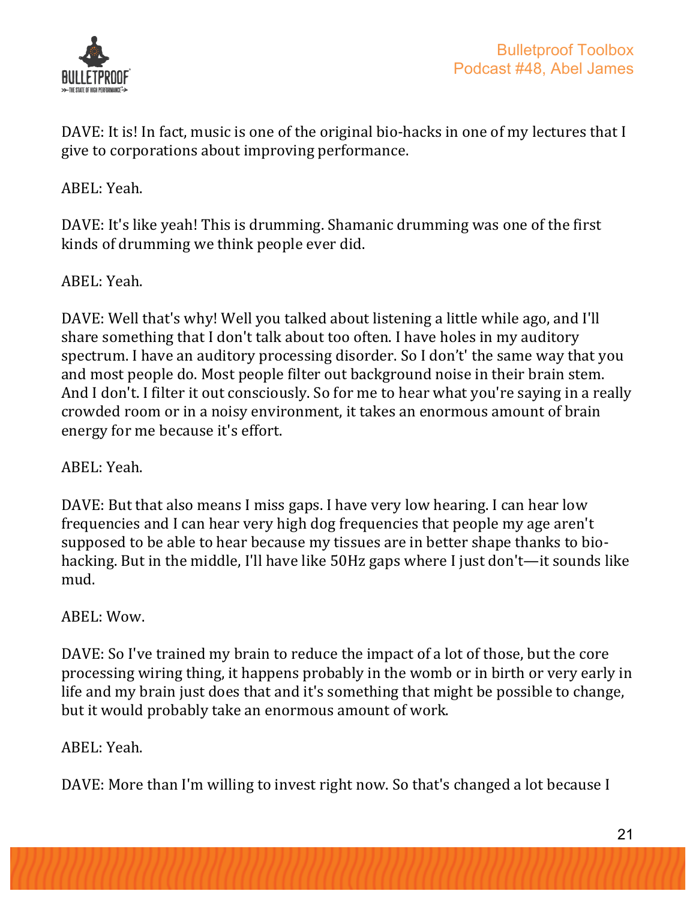DAVE: It is! In fact, music is one of the original bio-hacks in one of my lectures that I give to corporations about improving performance.

ABEL: Yeah.

DAVE: It's like yeah! This is drumming. Shamanic drumming was one of the first kinds of drumming we think people ever did.

ABEL: Yeah.

DAVE: Well that's why! Well you talked about listening a little while ago, and I'll share something that I don't talk about too often. I have holes in my auditory spectrum. I have an auditory processing disorder. So I don't' the same way that you and most people do. Most people filter out background noise in their brain stem. And I don't. I filter it out consciously. So for me to hear what you're saying in a really crowded room or in a noisy environment, it takes an enormous amount of brain energy for me because it's effort.

ABEL: Yeah.

DAVE: But that also means I miss gaps. I have very low hearing. I can hear low frequencies and I can hear very high dog frequencies that people my age aren't supposed to be able to hear because my tissues are in better shape thanks to bio-hacking. But in the middle, I'll have like 50Hz gaps where I just don't—it sounds like mud.

ABEL: Wow.

DAVE: So I've trained my brain to reduce the impact of a lot of those, but the core processing wiring thing, it happens probably in the womb or in birth or very early in life and my brain just does that and it's something that might be possible to change, but it would probably take an enormous amount of work.

ABEL: Yeah.

DAVE: More than I'm willing to invest right now. So that's changed a lot because I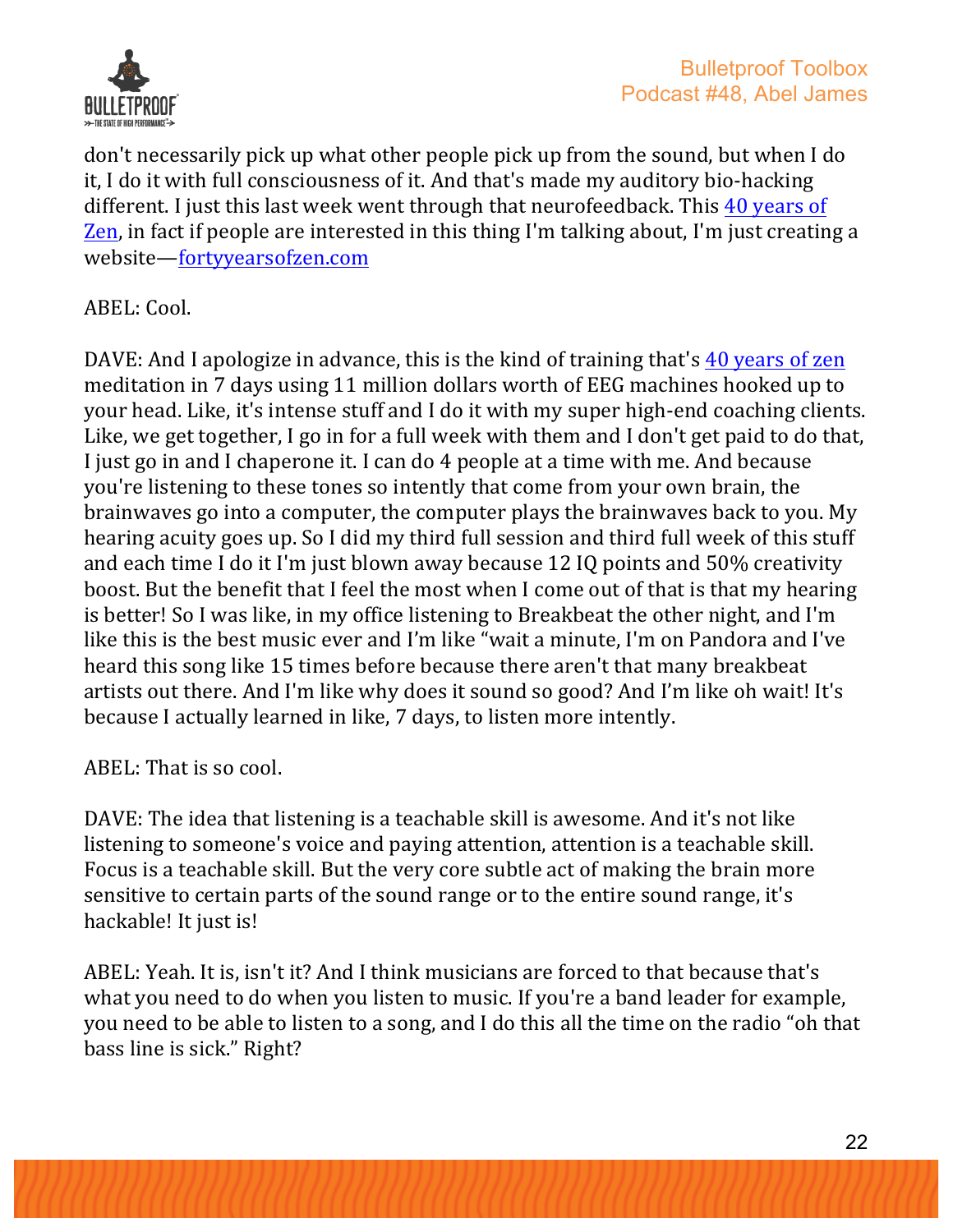don't necessarily pick up what other people pick up from the sound, but when I do it, I do it with full consciousness of it. And that's made my auditory bio-hacking different. I just this last week went through that neurofeedback. This [40 years of Zen](), in fact if people are interested in this thing I'm talking about, I'm just creating a website—[fortyyearsofzen.com]()

ABEL: Cool.

DAVE: And I apologize in advance, this is the kind of training that's [40 years of zen]() meditation in 7 days using 11 million dollars worth of EEG machines hooked up to your head. Like, it's intense stuff and I do it with my super high-end coaching clients. Like, we get together, I go in for a full week with them and I don't get paid to do that, I just go in and I chaperone it. I can do 4 people at a time with me. And because you're listening to these tones so intently that come from your own brain, the brainwaves go into a computer, the computer plays the brainwaves back to you. My hearing acuity goes up. So I did my third full session and third full week of this stuff and each time I do it I'm just blown away because 12 IQ points and 50% creativity boost. But the benefit that I feel the most when I come out of that is that my hearing is better! So I was like, in my office listening to Breakbeat the other night, and I'm like this is the best music ever and I'm like "wait a minute, I'm on Pandora and I've heard this song like 15 times before because there aren't that many breakbeat artists out there. And I'm like why does it sound so good? And I'm like oh wait! It's because I actually learned in like, 7 days, to listen more intently.

ABEL: That is so cool.

DAVE: The idea that listening is a teachable skill is awesome. And it's not like listening to someone's voice and paying attention, attention is a teachable skill. Focus is a teachable skill. But the very core subtle act of making the brain more sensitive to certain parts of the sound range or to the entire sound range, it's hackable! It just is!

ABEL: Yeah. It is, isn't it? And I think musicians are forced to that because that's what you need to do when you listen to music. If you're a band leader for example, you need to be able to listen to a song, and I do this all the time on the radio "oh that bass line is sick." Right?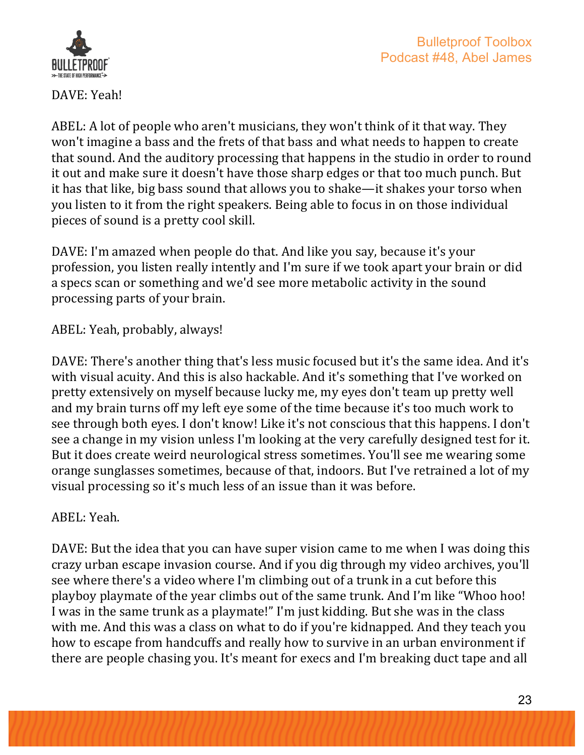DAVE: Yeah!

ABEL: A lot of people who aren't musicians, they won't think of it that way. They won't imagine a bass and the frets of that bass and what needs to happen to create that sound. And the auditory processing that happens in the studio in order to round it out and make sure it doesn't have those sharp edges or that too much punch. But it has that like, big bass sound that allows you to shake—it shakes your torso when you listen to it from the right speakers. Being able to focus in on those individual pieces of sound is a pretty cool skill.

DAVE: I'm amazed when people do that. And like you say, because it's your profession, you listen really intently and I'm sure if we took apart your brain or did a specs scan or something and we'd see more metabolic activity in the sound processing parts of your brain.

ABEL: Yeah, probably, always!

DAVE: There's another thing that's less music focused but it's the same idea. And it's with visual acuity. And this is also hackable. And it's something that I've worked on pretty extensively on myself because lucky me, my eyes don't team up pretty well and my brain turns off my left eye some of the time because it's too much work to see through both eyes. I don't know! Like it's not conscious that this happens. I don't see a change in my vision unless I'm looking at the very carefully designed test for it. But it does create weird neurological stress sometimes. You'll see me wearing some orange sunglasses sometimes, because of that, indoors. But I've retrained a lot of my visual processing so it's much less of an issue than it was before.

ABEL: Yeah.

DAVE: But the idea that you can have super vision came to me when I was doing this crazy urban escape invasion course. And if you dig through my video archives, you'll see where there's a video where I'm climbing out of a trunk in a cut before this playboy playmate of the year climbs out of the same trunk. And I'm like "Whoo hoo! I was in the same trunk as a playmate!" I'm just kidding. But she was in the class with me. And this was a class on what to do if you're kidnapped. And they teach you how to escape from handcuffs and really how to survive in an urban environment if there are people chasing you. It's meant for execs and I'm breaking duct tape and all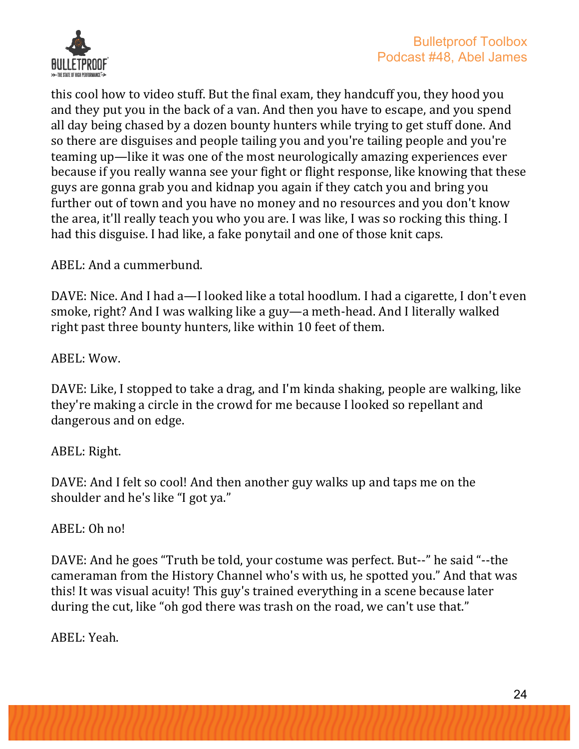this cool how to video stuff. But the final exam, they handcuff you, they hood you and they put you in the back of a van. And then you have to escape, and you spend all day being chased by a dozen bounty hunters while trying to get stuff done. And so there are disguises and people tailing you and you're tailing people and you're teaming up—like it was one of the most neurologically amazing experiences ever because if you really wanna see your fight or flight response, like knowing that these guys are gonna grab you and kidnap you again if they catch you and bring you further out of town and you have no money and no resources and you don't know the area, it'll really teach you who you are. I was like, I was so rocking this thing. I had this disguise. I had like, a fake ponytail and one of those knit caps.

ABEL: And a cummerbund.

DAVE: Nice. And I had a—I looked like a total hoodlum. I had a cigarette, I don't even smoke, right? And I was walking like a guy—a meth-head. And I literally walked right past three bounty hunters, like within 10 feet of them.

ABEL: Wow.

DAVE: Like, I stopped to take a drag, and I'm kinda shaking, people are walking, like they're making a circle in the crowd for me because I looked so repellant and dangerous and on edge.

ABEL: Right.

DAVE: And I felt so cool! And then another guy walks up and taps me on the shoulder and he's like "I got ya."

ABEL: Oh no!

DAVE: And he goes "Truth be told, your costume was perfect. But--" he said "--the cameraman from the History Channel who's with us, he spotted you." And that was this! It was visual acuity! This guy's trained everything in a scene because later during the cut, like "oh god there was trash on the road, we can't use that."

ABEL: Yeah.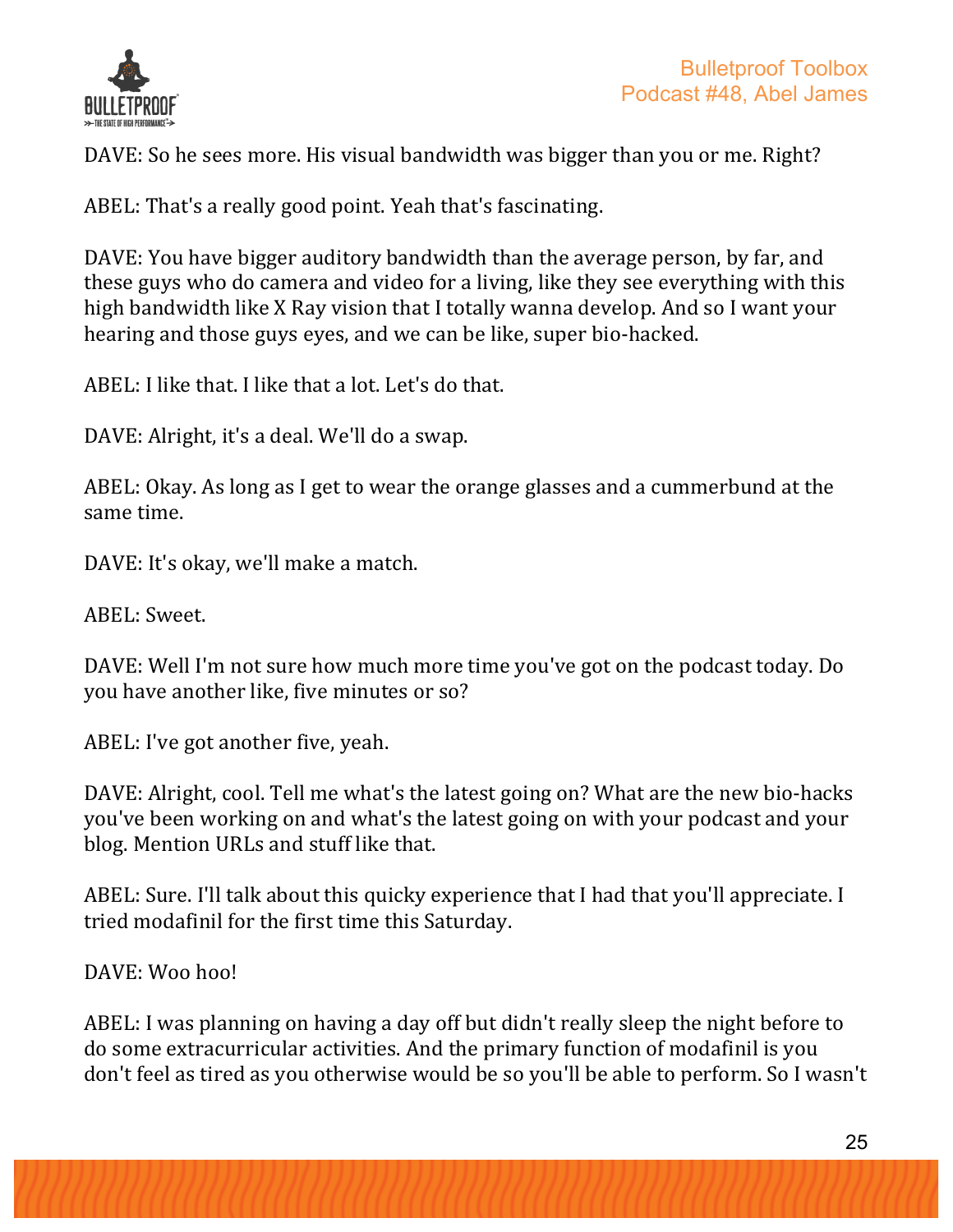DAVE: So he sees more. His visual bandwidth was bigger than you or me. Right?

ABEL: That's a really good point. Yeah that's fascinating.

DAVE: You have bigger auditory bandwidth than the average person, by far, and these guys who do camera and video for a living, like they see everything with this high bandwidth like X Ray vision that I totally wanna develop. And so I want your hearing and those guys eyes, and we can be like, super bio-hacked.

ABEL: I like that. I like that a lot. Let's do that.

DAVE: Alright, it's a deal. We'll do a swap.

ABEL: Okay. As long as I get to wear the orange glasses and a cummerbund at the same time.

DAVE: It's okay, we'll make a match.

ABEL: Sweet.

DAVE: Well I'm not sure how much more time you've got on the podcast today. Do you have another like, five minutes or so?

ABEL: I've got another five, yeah.

DAVE: Alright, cool. Tell me what's the latest going on? What are the new bio-hacks you've been working on and what's the latest going on with your podcast and your blog. Mention URLs and stuff like that.

ABEL: Sure. I'll talk about this quicky experience that I had that you'll appreciate. I tried modafinil for the first time this Saturday.

DAVE: Woo hoo!

ABEL: I was planning on having a day off but didn't really sleep the night before to do some extracurricular activities. And the primary function of modafinil is you don't feel as tired as you otherwise would be so you'll be able to perform. So I wasn't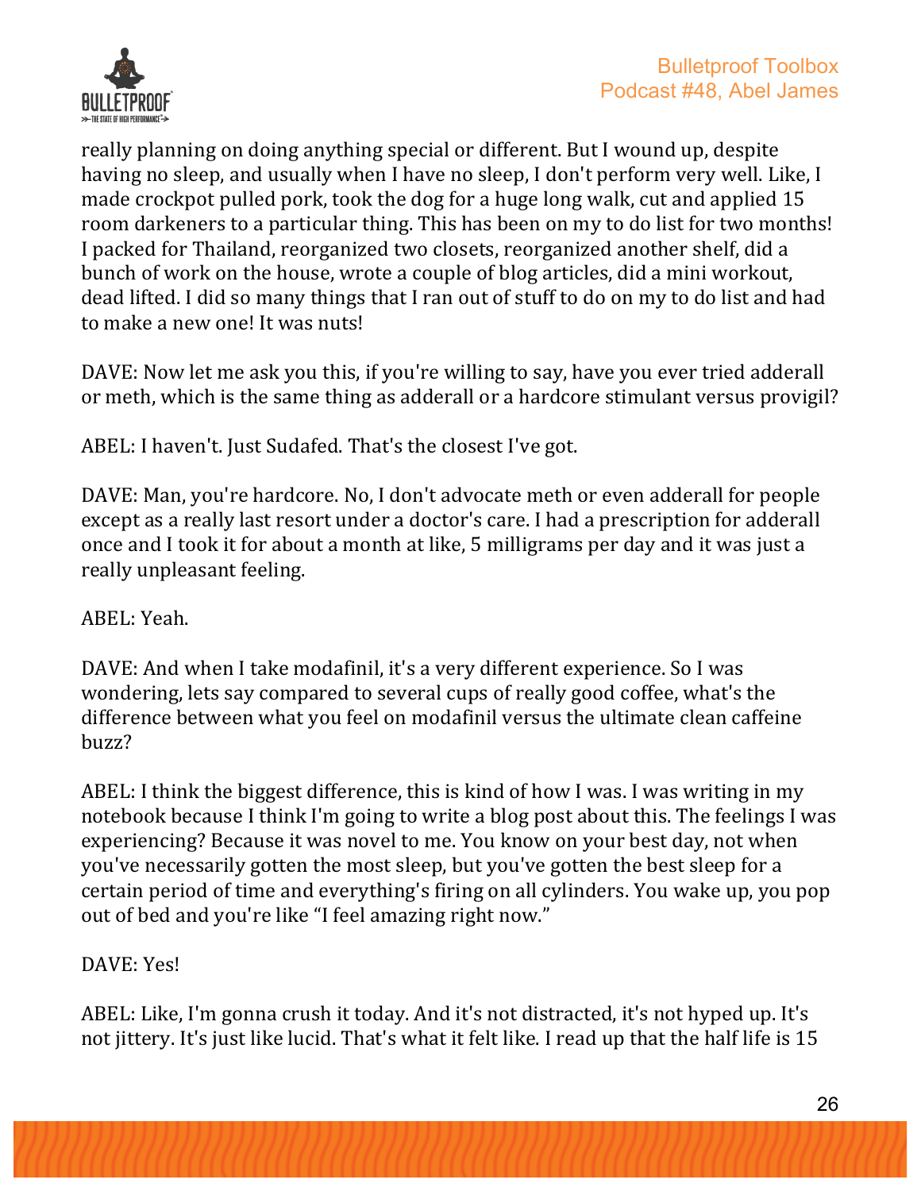really planning on doing anything special or different. But I wound up, despite having no sleep, and usually when I have no sleep, I don't perform very well. Like, I made crockpot pulled pork, took the dog for a huge long walk, cut and applied 15 room darkeners to a particular thing. This has been on my to do list for two months! I packed for Thailand, reorganized two closets, reorganized another shelf, did a bunch of work on the house, wrote a couple of blog articles, did a mini workout, dead lifted. I did so many things that I ran out of stuff to do on my to do list and had to make a new one! It was nuts!

DAVE: Now let me ask you this, if you're willing to say, have you ever tried adderall or meth, which is the same thing as adderall or a hardcore stimulant versus provigil?

ABEL: I haven't. Just Sudafed. That's the closest I've got.

DAVE: Man, you're hardcore. No, I don't advocate meth or even adderall for people except as a really last resort under a doctor's care. I had a prescription for adderall once and I took it for about a month at like, 5 milligrams per day and it was just a really unpleasant feeling.

ABEL: Yeah.

DAVE: And when I take modafinil, it's a very different experience. So I was wondering, lets say compared to several cups of really good coffee, what's the difference between what you feel on modafinil versus the ultimate clean caffeine buzz?

ABEL: I think the biggest difference, this is kind of how I was. I was writing in my notebook because I think I'm going to write a blog post about this. The feelings I was experiencing? Because it was novel to me. You know on your best day, not when you've necessarily gotten the most sleep, but you've gotten the best sleep for a certain period of time and everything's firing on all cylinders. You wake up, you pop out of bed and you're like "I feel amazing right now."

DAVE: Yes!

ABEL: Like, I'm gonna crush it today. And it's not distracted, it's not hyped up. It's not jittery. It's just like lucid. That's what it felt like. I read up that the half life is 15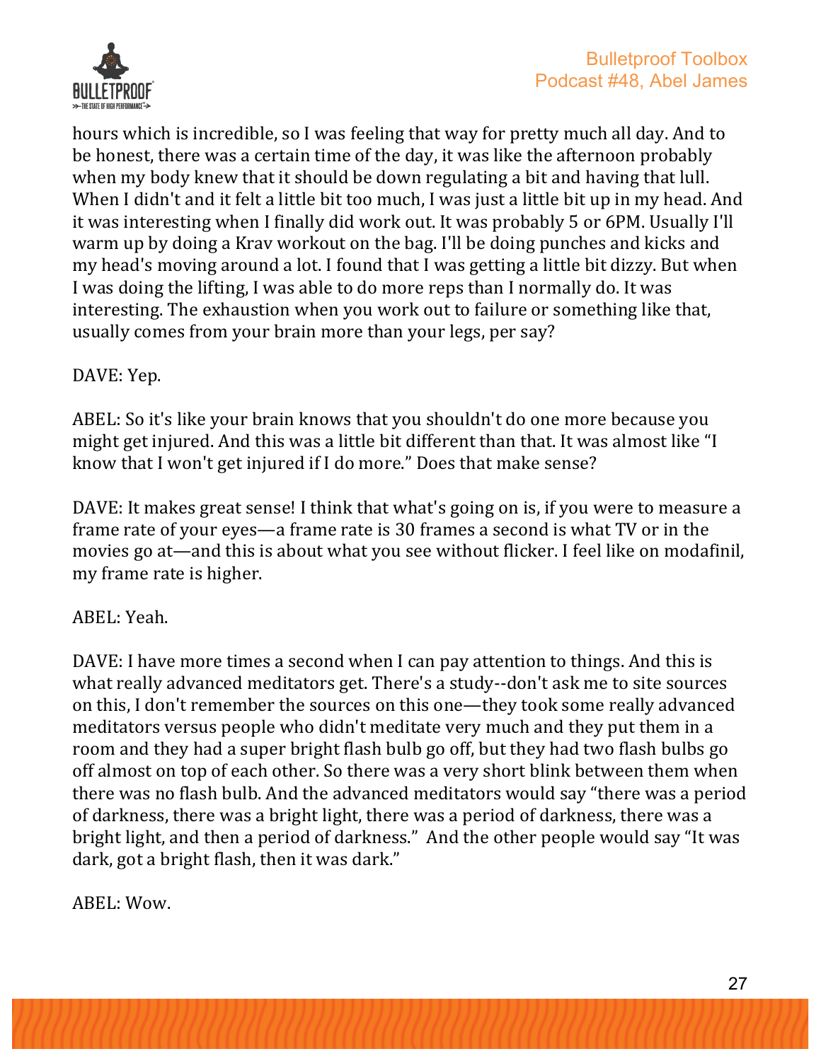hours which is incredible, so I was feeling that way for pretty much all day. And to be honest, there was a certain time of the day, it was like the afternoon probably when my body knew that it should be down regulating a bit and having that lull. When I didn't and it felt a little bit too much, I was just a little bit up in my head. And it was interesting when I finally did work out. It was probably 5 or 6PM. Usually I'll warm up by doing a Krav workout on the bag. I'll be doing punches and kicks and my head's moving around a lot. I found that I was getting a little bit dizzy. But when I was doing the lifting, I was able to do more reps than I normally do. It was interesting. The exhaustion when you work out to failure or something like that, usually comes from your brain more than your legs, per say?

DAVE: Yep.

ABEL: So it's like your brain knows that you shouldn't do one more because you might get injured. And this was a little bit different than that. It was almost like "I know that I won't get injured if I do more." Does that make sense?

DAVE: It makes great sense! I think that what's going on is, if you were to measure a frame rate of your eyes—a frame rate is 30 frames a second is what TV or in the movies go at—and this is about what you see without flicker. I feel like on modafinil, my frame rate is higher.

ABEL: Yeah.

DAVE: I have more times a second when I can pay attention to things. And this is what really advanced meditators get. There's a study--don't ask me to site sources on this, I don't remember the sources on this one—they took some really advanced meditators versus people who didn't meditate very much and they put them in a room and they had a super bright flash bulb go off, but they had two flash bulbs go off almost on top of each other. So there was a very short blink between them when there was no flash bulb. And the advanced meditators would say "there was a period of darkness, there was a bright light, there was a period of darkness, there was a bright light, and then a period of darkness." And the other people would say "It was dark, got a bright flash, then it was dark."

ABEL: Wow.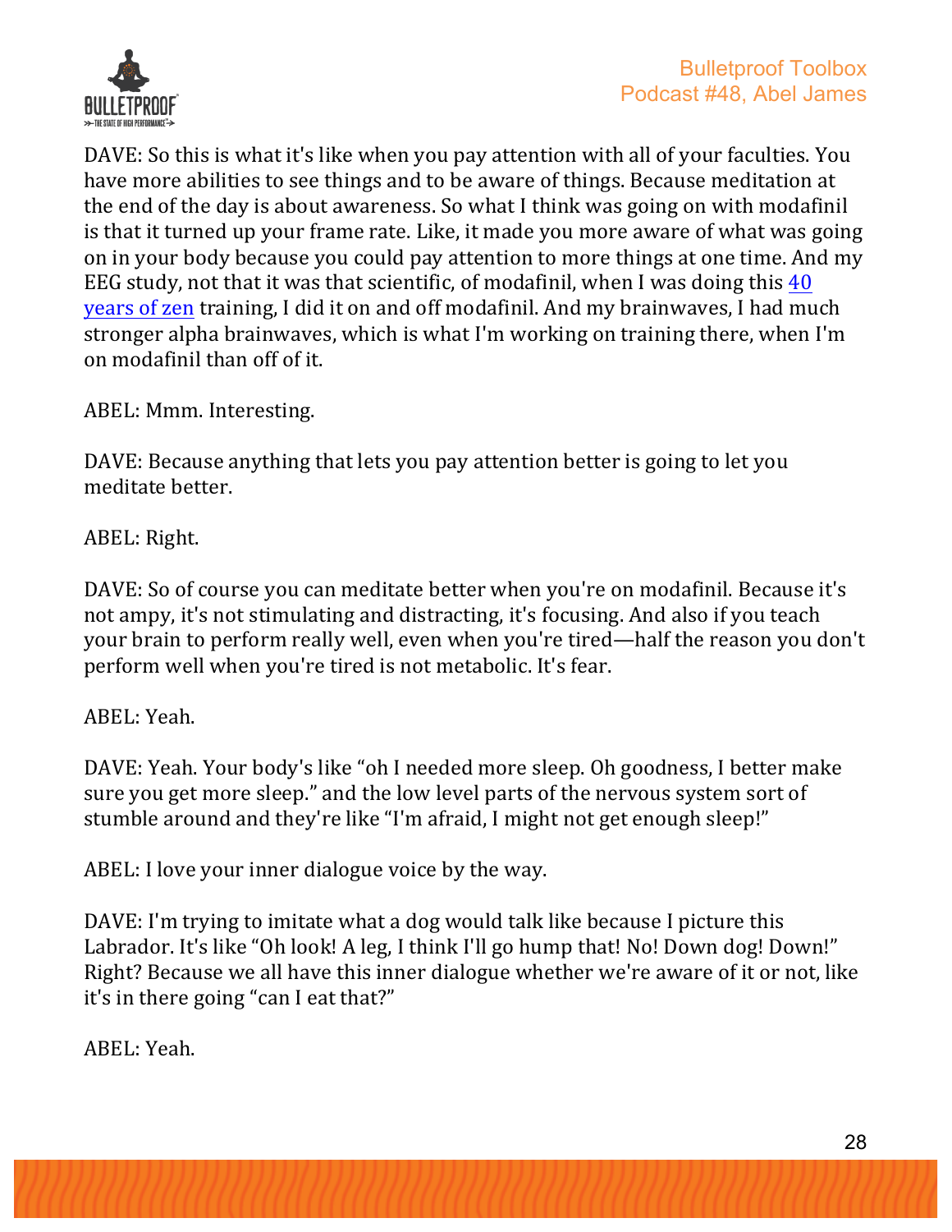DAVE: So this is what it's like when you pay attention with all of your faculties. You have more abilities to see things and to be aware of things. Because meditation at the end of the day is about awareness. So what I think was going on with modafinil is that it turned up your frame rate. Like, it made you more aware of what was going on in your body because you could pay attention to more things at one time. And my EEG study, not that it was that scientific, of modafinil, when I was doing this [40 years of zen] training, I did it on and off modafinil. And my brainwaves, I had much stronger alpha brainwaves, which is what I'm working on training there, when I'm on modafinil than off of it.

ABEL: Mmm. Interesting.

DAVE: Because anything that lets you pay attention better is going to let you meditate better.

ABEL: Right.

DAVE: So of course you can meditate better when you're on modafinil. Because it's not ampy, it's not stimulating and distracting, it's focusing. And also if you teach your brain to perform really well, even when you're tired—half the reason you don't perform well when you're tired is not metabolic. It's fear.

ABEL: Yeah.

DAVE: Yeah. Your body's like "oh I needed more sleep. Oh goodness, I better make sure you get more sleep." and the low level parts of the nervous system sort of stumble around and they're like "I'm afraid, I might not get enough sleep!"

ABEL: I love your inner dialogue voice by the way.

DAVE: I'm trying to imitate what a dog would talk like because I picture this Labrador. It's like "Oh look! A leg, I think I'll go hump that! No! Down dog! Down!" Right? Because we all have this inner dialogue whether we're aware of it or not, like it's in there going "can I eat that?"

ABEL: Yeah.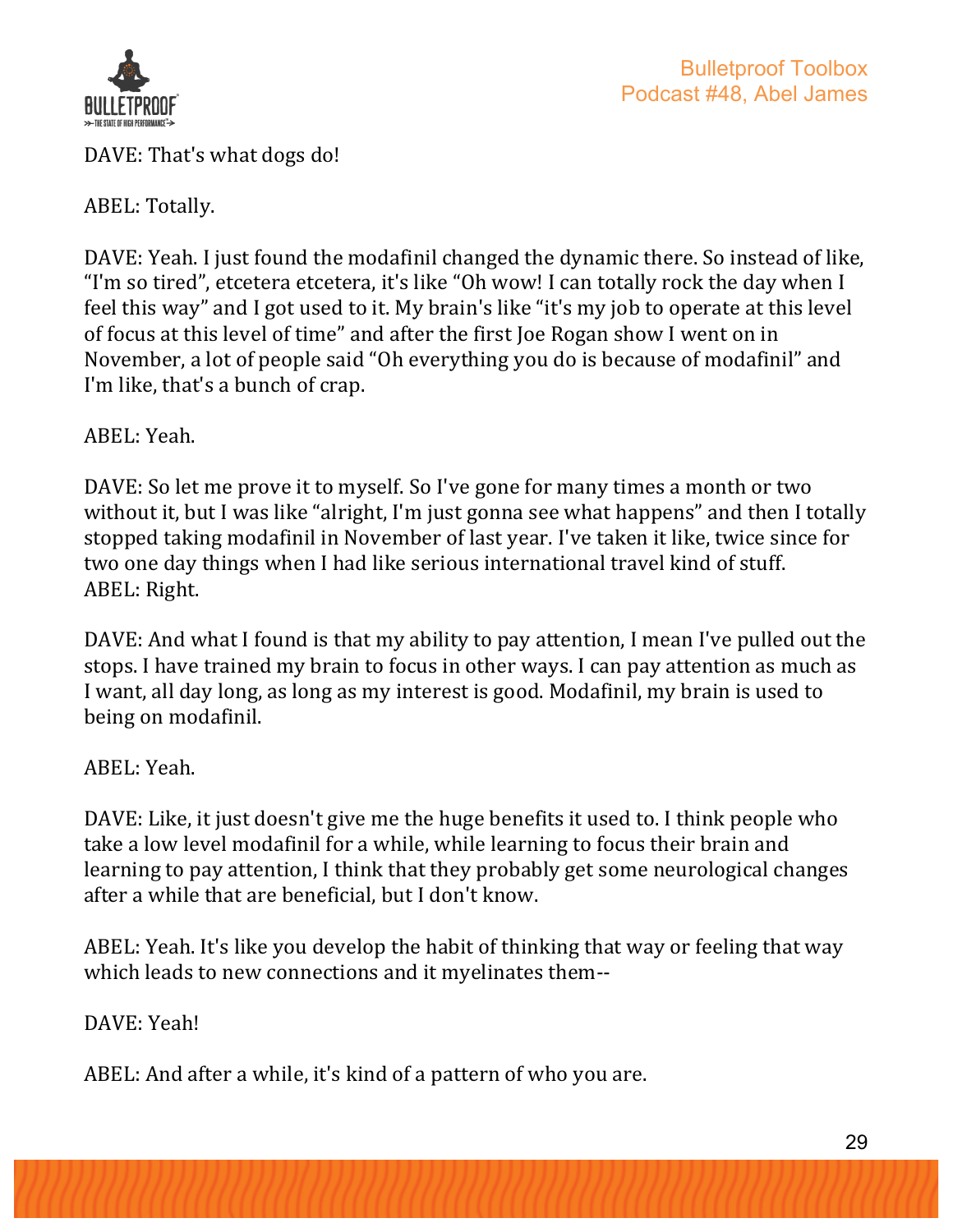DAVE: That's what dogs do!

ABEL: Totally.

DAVE: Yeah. I just found the modafinil changed the dynamic there. So instead of like, “I'm so tired”, etcetera etcetera, it's like “Oh wow! I can totally rock the day when I feel this way” and I got used to it. My brain's like “it's my job to operate at this level of focus at this level of time” and after the first Joe Rogan show I went on in November, a lot of people said “Oh everything you do is because of modafinil” and I'm like, that's a bunch of crap.

ABEL: Yeah.

DAVE: So let me prove it to myself. So I've gone for many times a month or two without it, but I was like “alright, I'm just gonna see what happens” and then I totally stopped taking modafinil in November of last year. I've taken it like, twice since for two one day things when I had like serious international travel kind of stuff.

ABEL: Right.

DAVE: And what I found is that my ability to pay attention, I mean I've pulled out the stops. I have trained my brain to focus in other ways. I can pay attention as much as I want, all day long, as long as my interest is good. Modafinil, my brain is used to being on modafinil.

ABEL: Yeah.

DAVE: Like, it just doesn't give me the huge benefits it used to. I think people who take a low level modafinil for a while, while learning to focus their brain and learning to pay attention, I think that they probably get some neurological changes after a while that are beneficial, but I don't know.

ABEL: Yeah. It's like you develop the habit of thinking that way or feeling that way which leads to new connections and it myelinates them--

DAVE: Yeah!

ABEL: And after a while, it's kind of a pattern of who you are.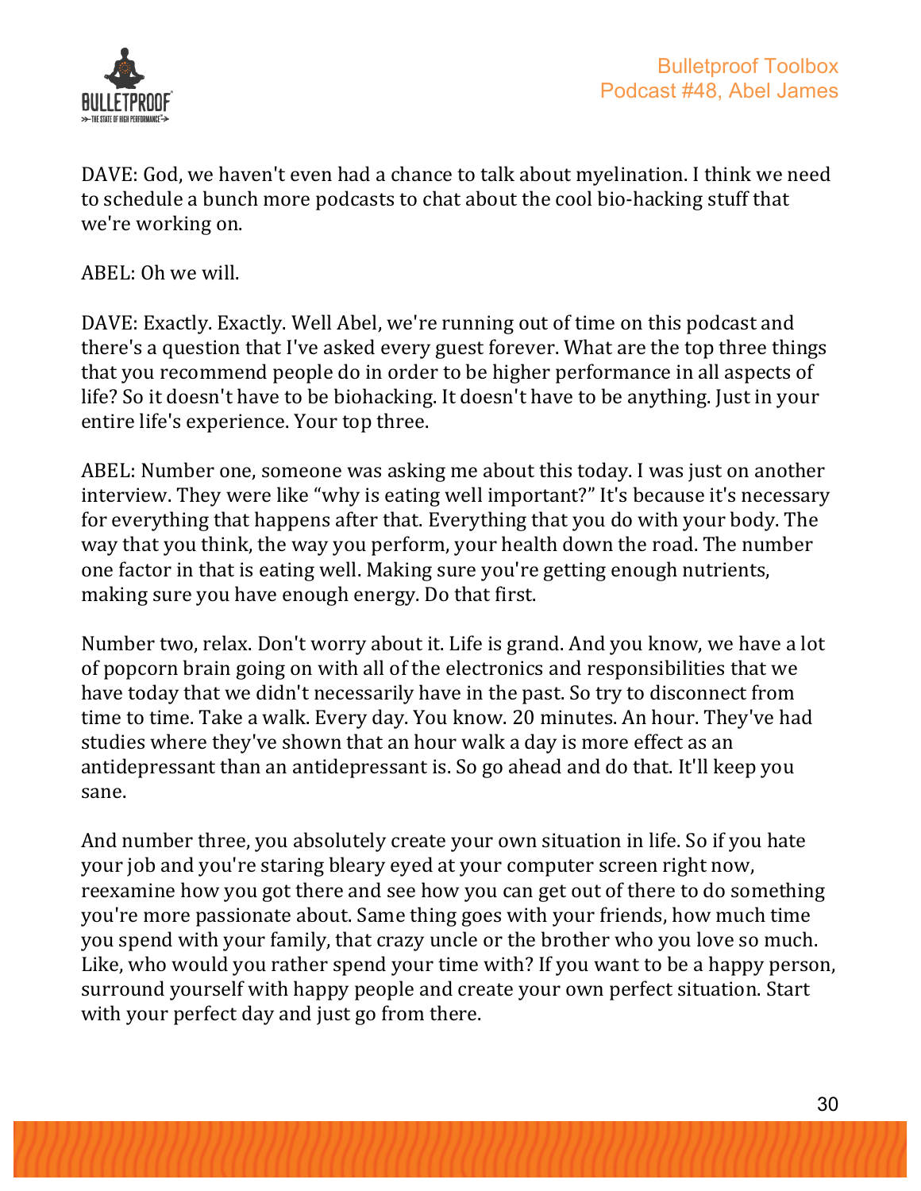DAVE: God, we haven't even had a chance to talk about myelination. I think we need to schedule a bunch more podcasts to chat about the cool bio-hacking stuff that we're working on.

ABEL: Oh we will.

DAVE: Exactly. Exactly. Well Abel, we're running out of time on this podcast and there's a question that I've asked every guest forever. What are the top three things that you recommend people do in order to be higher performance in all aspects of life? So it doesn't have to be biohacking. It doesn't have to be anything. Just in your entire life's experience. Your top three.

ABEL: Number one, someone was asking me about this today. I was just on another interview. They were like "why is eating well important?" It's because it's necessary for everything that happens after that. Everything that you do with your body. The way that you think, the way you perform, your health down the road. The number one factor in that is eating well. Making sure you're getting enough nutrients, making sure you have enough energy. Do that first.

Number two, relax. Don't worry about it. Life is grand. And you know, we have a lot of popcorn brain going on with all of the electronics and responsibilities that we have today that we didn't necessarily have in the past. So try to disconnect from time to time. Take a walk. Every day. You know. 20 minutes. An hour. They've had studies where they've shown that an hour walk a day is more effect as an antidepressant than an antidepressant is. So go ahead and do that. It'll keep you sane.

And number three, you absolutely create your own situation in life. So if you hate your job and you're staring bleary eyed at your computer screen right now, reexamine how you got there and see how you can get out of there to do something you're more passionate about. Same thing goes with your friends, how much time you spend with your family, that crazy uncle or the brother who you love so much. Like, who would you rather spend your time with? If you want to be a happy person, surround yourself with happy people and create your own perfect situation. Start with your perfect day and just go from there.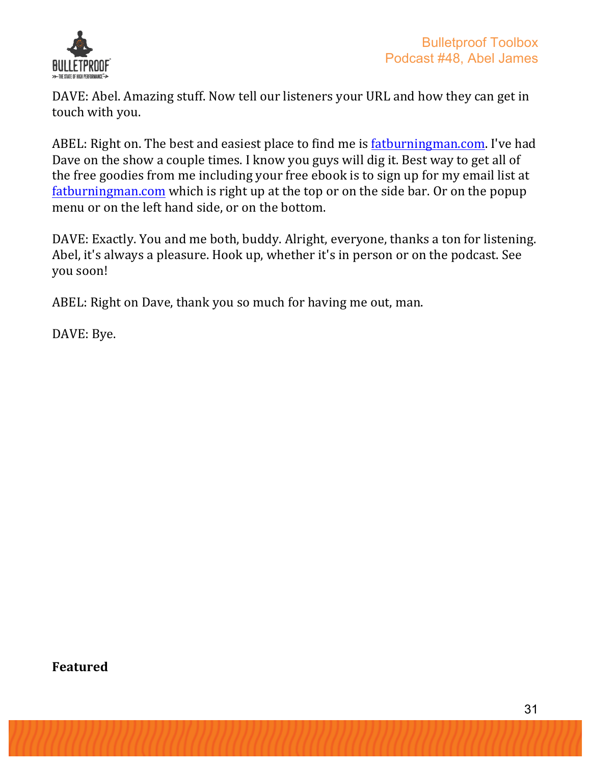DAVE: Abel. Amazing stuff. Now tell our listeners your URL and how they can get in touch with you.

ABEL: Right on. The best and easiest place to find me is [fatburningman.com](http://fatburningman.com). I've had Dave on the show a couple times. I know you guys will dig it. Best way to get all of the free goodies from me including your free ebook is to sign up for my email list at [fatburningman.com](http://fatburningman.com) which is right up at the top or on the side bar. Or on the popup menu or on the left hand side, or on the bottom.

DAVE: Exactly. You and me both, buddy. Alright, everyone, thanks a ton for listening. Abel, it's always a pleasure. Hook up, whether it's in person or on the podcast. See you soon!

ABEL: Right on Dave, thank you so much for having me out, man.

DAVE: Bye.

**Featured**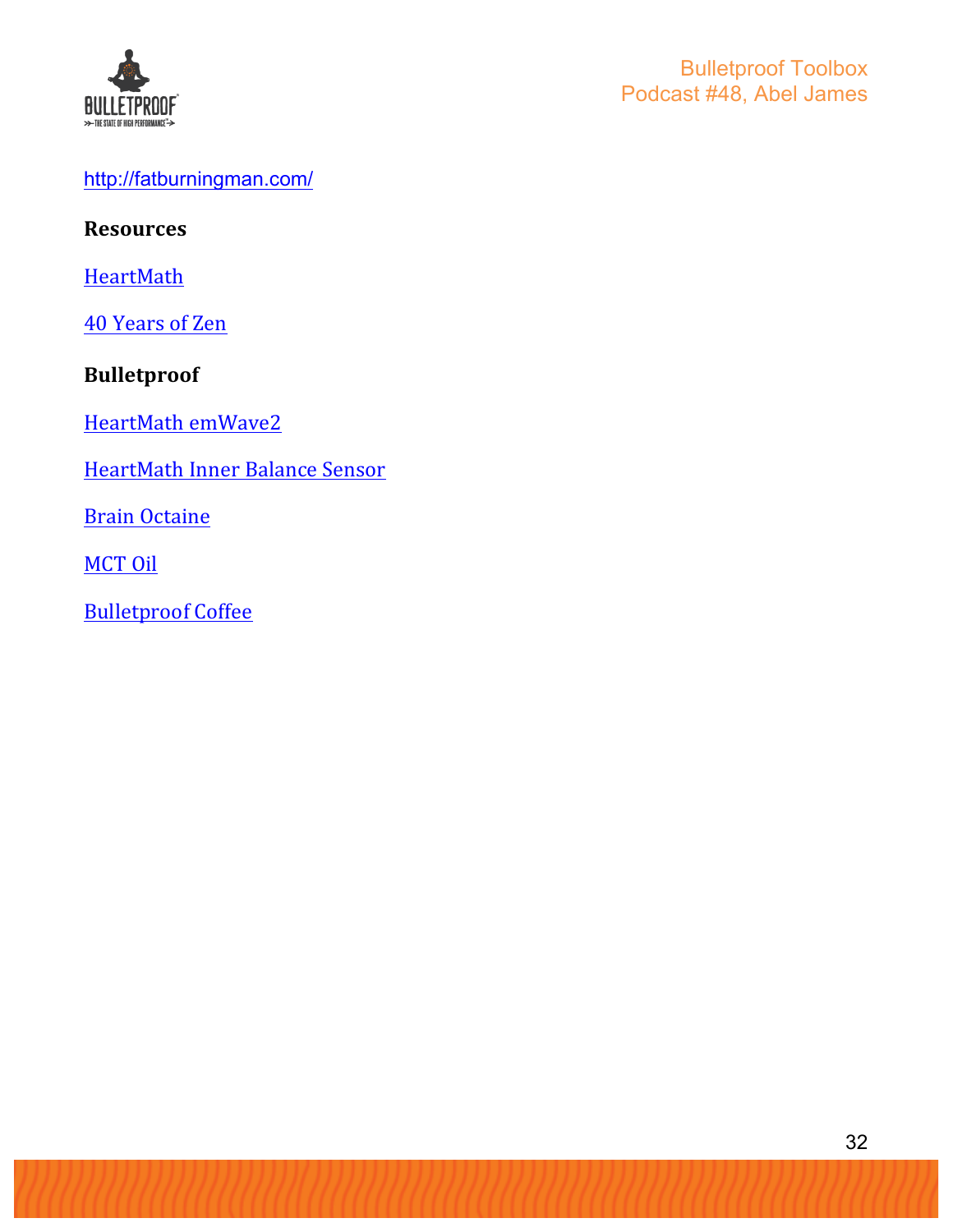http://fatburningman.com/

**Resources**

HeartMath

40 Years of Zen

**Bulletproof**

HeartMath emWave2

HeartMath Inner Balance Sensor

Brain Octaine

MCT Oil

Bulletproof Coffee